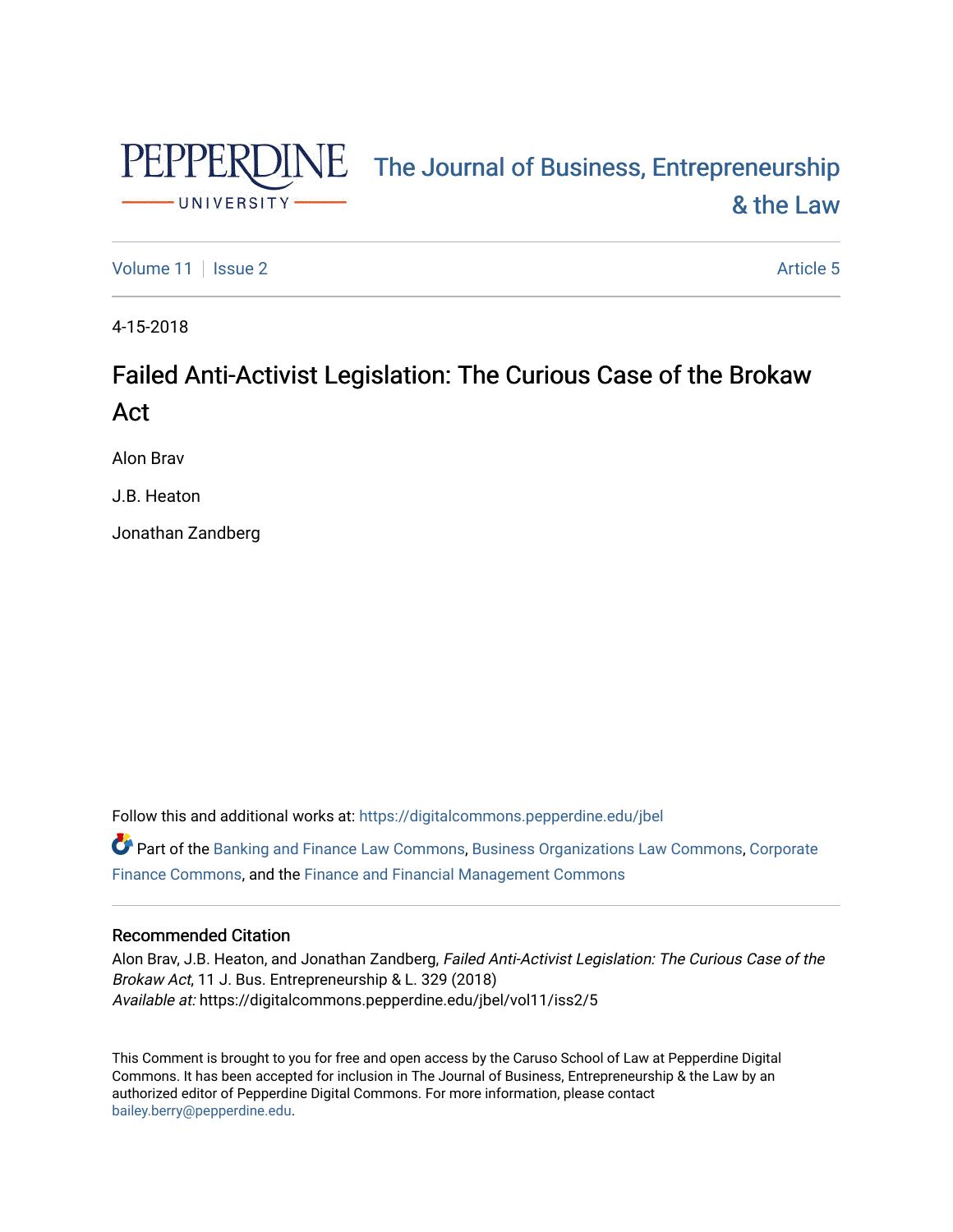Pepperdine University

The Journal of Business, Entrepreneurship & the Law

Volume 11 | Issue 2 | Article 5

4-15-2018

# Failed Anti-Activist Legislation: The Curious Case of the Brokaw Act

Alon Brav

J.B. Heaton

Jonathan Zandberg

Follow this and additional works at: https://digitalcommons.pepperdine.edu/jbel

Part of the Banking and Finance Law Commons, Business Organizations Law Commons, Corporate Finance Commons, and the Finance and Financial Management Commons

### Recommended Citation

Alon Brav, J.B. Heaton, and Jonathan Zandberg, *Failed Anti-Activist Legislation: The Curious Case of the Brokaw Act*, 11 J. Bus. Entrepreneurship & L. 329 (2018)
*Available at:* https://digitalcommons.pepperdine.edu/jbel/vol11/iss2/5

This Comment is brought to you for free and open access by the Caruso School of Law at Pepperdine Digital Commons. It has been accepted for inclusion in The Journal of Business, Entrepreneurship & the Law by an authorized editor of Pepperdine Digital Commons. For more information, please contact bailey.berry@pepperdine.edu.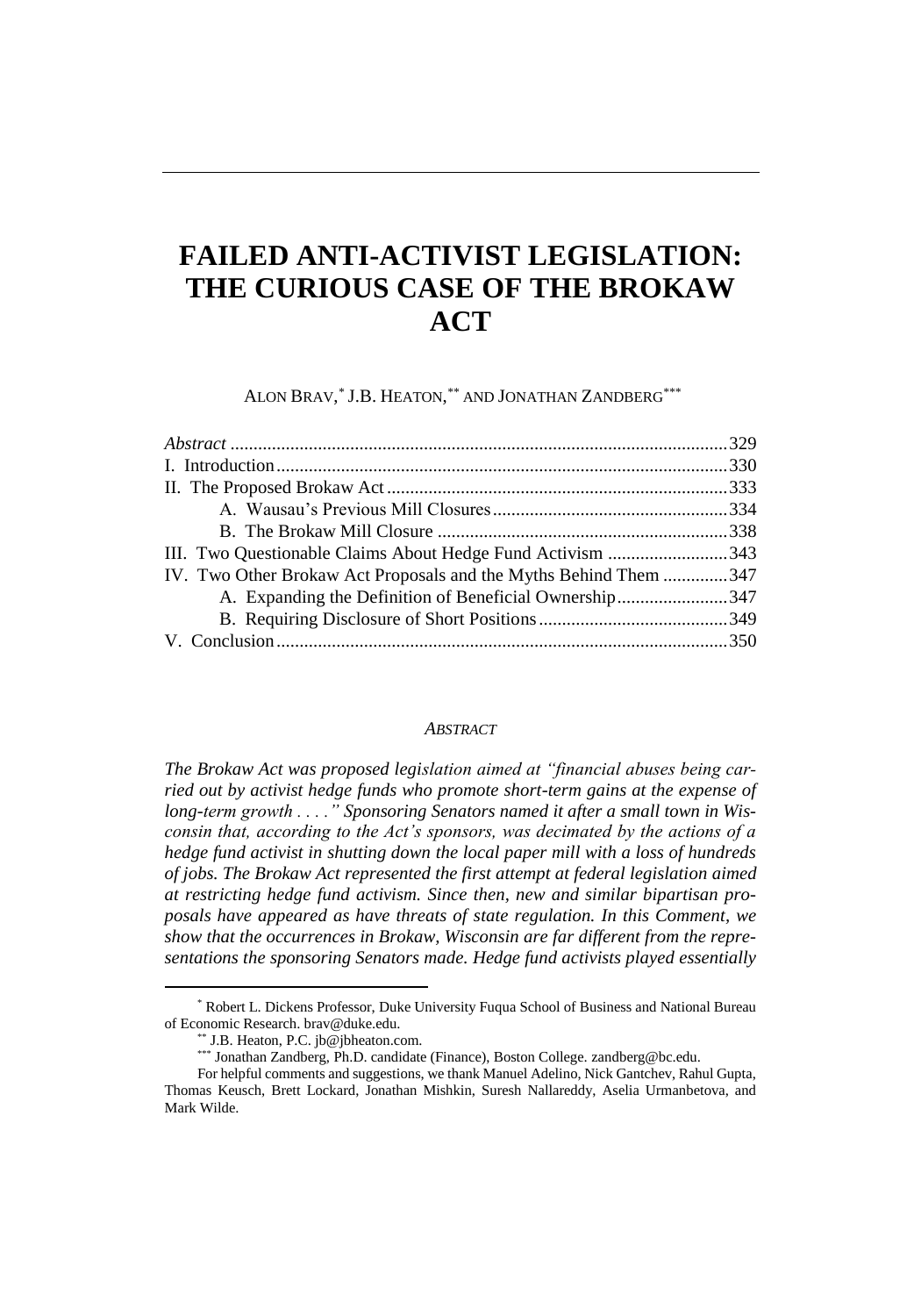# FAILED ANTI-ACTIVIST LEGISLATION: THE CURIOUS CASE OF THE BROKAW ACT

ALON BRAV,[*] J.B. HEATON,[**] AND JONATHAN ZANDBERG[***]

| | |
|---|---|
| *Abstract* | 329 |
| I. Introduction | 330 |
| II. The Proposed Brokaw Act | 333 |
| A. Wausau's Previous Mill Closures | 334 |
| B. The Brokaw Mill Closure | 338 |
| III. Two Questionable Claims About Hedge Fund Activism | 343 |
| IV. Two Other Brokaw Act Proposals and the Myths Behind Them | 347 |
| A. Expanding the Definition of Beneficial Ownership | 347 |
| B. Requiring Disclosure of Short Positions | 349 |
| V. Conclusion | 350 |

## *ABSTRACT*

*The Brokaw Act was proposed legislation aimed at "financial abuses being carried out by activist hedge funds who promote short-term gains at the expense of long-term growth . . . ." Sponsoring Senators named it after a small town in Wisconsin that, according to the Act's sponsors, was decimated by the actions of a hedge fund activist in shutting down the local paper mill with a loss of hundreds of jobs. The Brokaw Act represented the first attempt at federal legislation aimed at restricting hedge fund activism. Since then, new and similar bipartisan proposals have appeared as have threats of state regulation. In this Comment, we show that the occurrences in Brokaw, Wisconsin are far different from the representations the sponsoring Senators made. Hedge fund activists played essentially*

---

[*] Robert L. Dickens Professor, Duke University Fuqua School of Business and National Bureau of Economic Research. brav@duke.edu.

[**] J.B. Heaton, P.C. jb@jbheaton.com.

[***] Jonathan Zandberg, Ph.D. candidate (Finance), Boston College. zandberg@bc.edu.

For helpful comments and suggestions, we thank Manuel Adelino, Nick Gantchev, Rahul Gupta, Thomas Keusch, Brett Lockard, Jonathan Mishkin, Suresh Nallareddy, Aselia Urmanbetova, and Mark Wilde.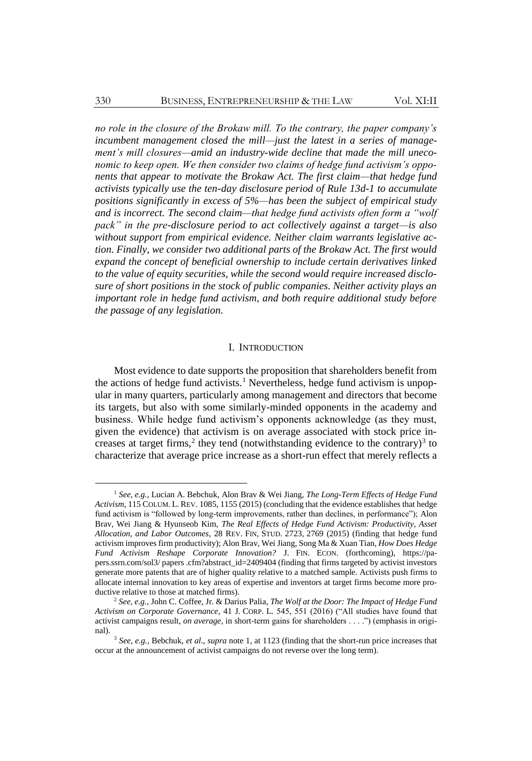*no role in the closure of the Brokaw mill. To the contrary, the paper company's incumbent management closed the mill—just the latest in a series of management's mill closures—amid an industry-wide decline that made the mill uneconomic to keep open. We then consider two claims of hedge fund activism's opponents that appear to motivate the Brokaw Act. The first claim—that hedge fund activists typically use the ten-day disclosure period of Rule 13d-1 to accumulate positions significantly in excess of 5%—has been the subject of empirical study and is incorrect. The second claim—that hedge fund activists often form a "wolf pack" in the pre-disclosure period to act collectively against a target—is also without support from empirical evidence. Neither claim warrants legislative action. Finally, we consider two additional parts of the Brokaw Act. The first would expand the concept of beneficial ownership to include certain derivatives linked to the value of equity securities, while the second would require increased disclosure of short positions in the stock of public companies. Neither activity plays an important role in hedge fund activism, and both require additional study before the passage of any legislation.*

## I. INTRODUCTION

Most evidence to date supports the proposition that shareholders benefit from the actions of hedge fund activists.[1] Nevertheless, hedge fund activism is unpopular in many quarters, particularly among management and directors that become its targets, but also with some similarly-minded opponents in the academy and business. While hedge fund activism's opponents acknowledge (as they must, given the evidence) that activism is on average associated with stock price increases at target firms,[2] they tend (notwithstanding evidence to the contrary)[3] to characterize that average price increase as a short-run effect that merely reflects a

---

[1] *See, e.g.*, Lucian A. Bebchuk, Alon Brav & Wei Jiang, *The Long-Term Effects of Hedge Fund Activism*, 115 COLUM. L. REV. 1085, 1155 (2015) (concluding that the evidence establishes that hedge fund activism is "followed by long-term improvements, rather than declines, in performance"); Alon Brav, Wei Jiang & Hyunseob Kim, *The Real Effects of Hedge Fund Activism: Productivity, Asset Allocation, and Labor Outcomes*, 28 REV. FIN. STUD. 2723, 2769 (2015) (finding that hedge fund activism improves firm productivity); Alon Brav, Wei Jiang, Song Ma & Xuan Tian, *How Does Hedge Fund Activism Reshape Corporate Innovation?* J. FIN. ECON. (forthcoming), https://papers.ssrn.com/sol3/ papers .cfm?abstract_id=2409404 (finding that firms targeted by activist investors generate more patents that are of higher quality relative to a matched sample. Activists push firms to allocate internal innovation to key areas of expertise and inventors at target firms become more productive relative to those at matched firms).

[2] *See, e.g.*, John C. Coffee, Jr. & Darius Palia, *The Wolf at the Door: The Impact of Hedge Fund Activism on Corporate Governance*, 41 J. CORP. L. 545, 551 (2016) ("All studies have found that activist campaigns result, *on average*, in short-term gains for shareholders . . . .") (emphasis in original).

[3] *See, e.g.*, Bebchuk, *et al*., *supra* note 1, at 1123 (finding that the short-run price increases that occur at the announcement of activist campaigns do not reverse over the long term).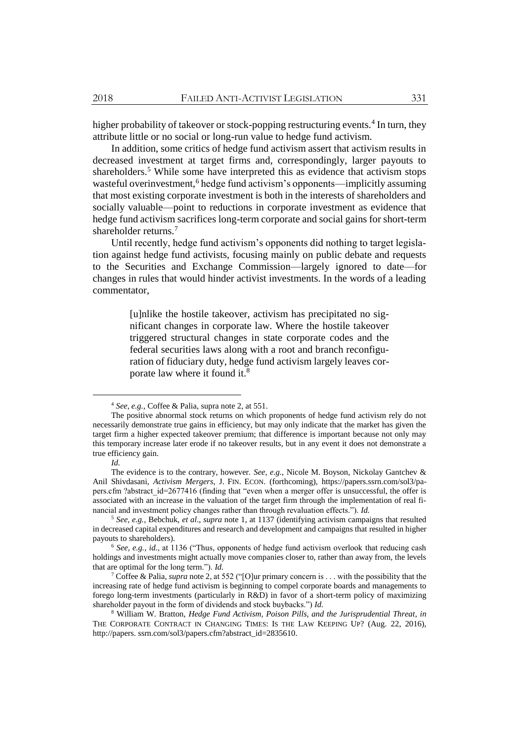higher probability of takeover or stock-popping restructuring events.[4] In turn, they attribute little or no social or long-run value to hedge fund activism.

In addition, some critics of hedge fund activism assert that activism results in decreased investment at target firms and, correspondingly, larger payouts to shareholders.[5] While some have interpreted this as evidence that activism stops wasteful overinvestment,[6] hedge fund activism's opponents—implicitly assuming that most existing corporate investment is both in the interests of shareholders and socially valuable—point to reductions in corporate investment as evidence that hedge fund activism sacrifices long-term corporate and social gains for short-term shareholder returns.[7]

Until recently, hedge fund activism's opponents did nothing to target legislation against hedge fund activists, focusing mainly on public debate and requests to the Securities and Exchange Commission—largely ignored to date—for changes in rules that would hinder activist investments. In the words of a leading commentator,

> [u]nlike the hostile takeover, activism has precipitated no significant changes in corporate law. Where the hostile takeover triggered structural changes in state corporate codes and the federal securities laws along with a root and branch reconfiguration of fiduciary duty, hedge fund activism largely leaves corporate law where it found it.[8]

---

[4] *See, e.g.*, Coffee & Palia, supra note 2, at 551.

The positive abnormal stock returns on which proponents of hedge fund activism rely do not necessarily demonstrate true gains in efficiency, but may only indicate that the market has given the target firm a higher expected takeover premium; that difference is important because not only may this temporary increase later erode if no takeover results, but in any event it does not demonstrate a true efficiency gain.

*Id.*

The evidence is to the contrary, however. *See, e.g.*, Nicole M. Boyson, Nickolay Gantchev & Anil Shivdasani, *Activism Mergers*, J. FIN. ECON. (forthcoming), https://papers.ssrn.com/sol3/papers.cfm ?abstract_id=2677416 (finding that "even when a merger offer is unsuccessful, the offer is associated with an increase in the valuation of the target firm through the implementation of real financial and investment policy changes rather than through revaluation effects."). *Id.*

[5] *See, e.g.*, Bebchuk, *et al*., *supra* note 1, at 1137 (identifying activism campaigns that resulted in decreased capital expenditures and research and development and campaigns that resulted in higher payouts to shareholders).

[6] *See, e.g.*, *id.*, at 1136 ("Thus, opponents of hedge fund activism overlook that reducing cash holdings and investments might actually move companies closer to, rather than away from, the levels that are optimal for the long term."). *Id.*

[7] Coffee & Palia, *supra* note 2, at 552 ("[O]ur primary concern is . . . with the possibility that the increasing rate of hedge fund activism is beginning to compel corporate boards and managements to forego long-term investments (particularly in R&D) in favor of a short-term policy of maximizing shareholder payout in the form of dividends and stock buybacks.") *Id.*

[8] William W. Bratton, *Hedge Fund Activism, Poison Pills, and the Jurisprudential Threat*, *in* THE CORPORATE CONTRACT IN CHANGING TIMES: IS THE LAW KEEPING UP? (Aug. 22, 2016), http://papers. ssrn.com/sol3/papers.cfm?abstract_id=2835610.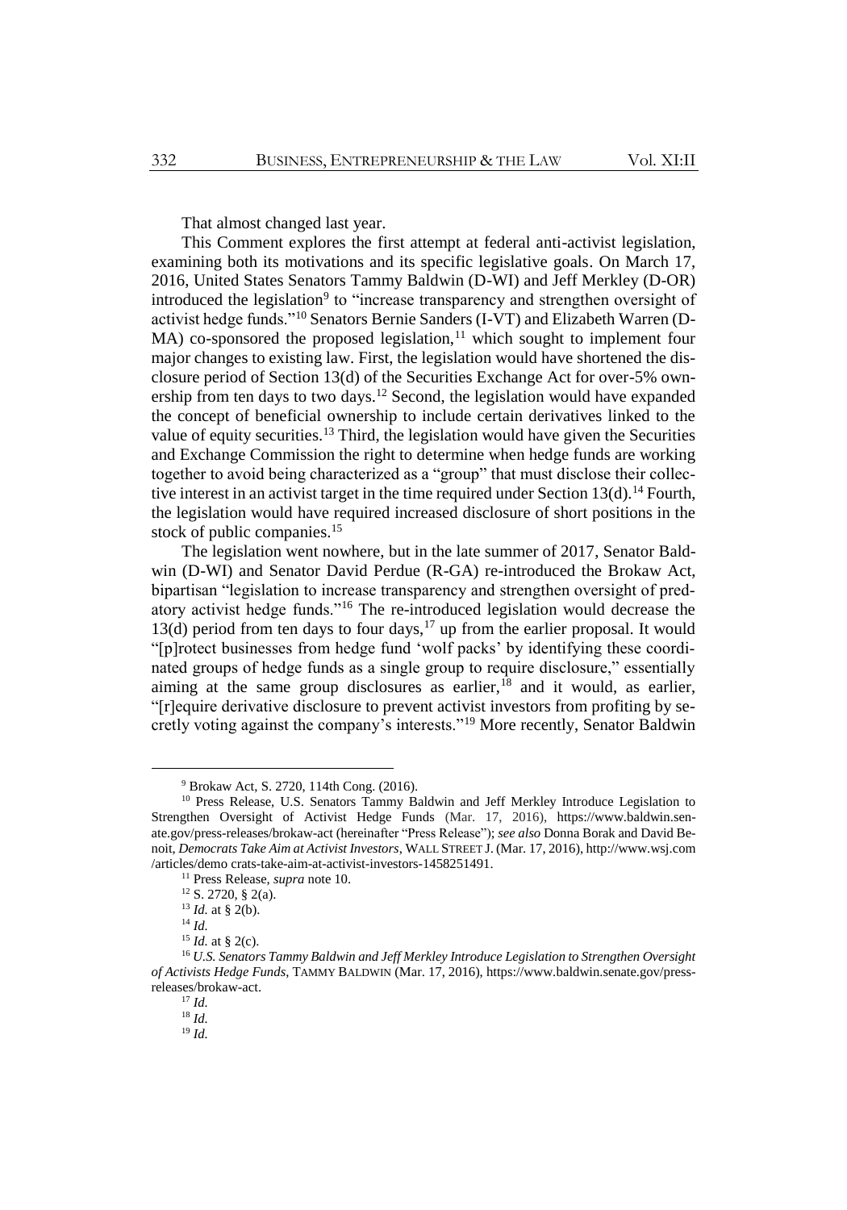That almost changed last year.

This Comment explores the first attempt at federal anti-activist legislation, examining both its motivations and its specific legislative goals. On March 17, 2016, United States Senators Tammy Baldwin (D-WI) and Jeff Merkley (D-OR) introduced the legislation[9] to "increase transparency and strengthen oversight of activist hedge funds."[10] Senators Bernie Sanders (I-VT) and Elizabeth Warren (D-MA) co-sponsored the proposed legislation,[11] which sought to implement four major changes to existing law. First, the legislation would have shortened the disclosure period of Section 13(d) of the Securities Exchange Act for over-5% ownership from ten days to two days.[12] Second, the legislation would have expanded the concept of beneficial ownership to include certain derivatives linked to the value of equity securities.[13] Third, the legislation would have given the Securities and Exchange Commission the right to determine when hedge funds are working together to avoid being characterized as a "group" that must disclose their collective interest in an activist target in the time required under Section 13(d).[14] Fourth, the legislation would have required increased disclosure of short positions in the stock of public companies.[15]

The legislation went nowhere, but in the late summer of 2017, Senator Baldwin (D-WI) and Senator David Perdue (R-GA) re-introduced the Brokaw Act, bipartisan "legislation to increase transparency and strengthen oversight of predatory activist hedge funds."[16] The re-introduced legislation would decrease the 13(d) period from ten days to four days,[17] up from the earlier proposal. It would "[p]rotect businesses from hedge fund 'wolf packs' by identifying these coordinated groups of hedge funds as a single group to require disclosure," essentially aiming at the same group disclosures as earlier,[18] and it would, as earlier, "[r]equire derivative disclosure to prevent activist investors from profiting by secretly voting against the company's interests."[19] More recently, Senator Baldwin

---

[9] Brokaw Act, S. 2720, 114th Cong. (2016).

[10] Press Release, U.S. Senators Tammy Baldwin and Jeff Merkley Introduce Legislation to Strengthen Oversight of Activist Hedge Funds (Mar. 17, 2016), https://www.baldwin.senate.gov/press-releases/brokaw-act (hereinafter "Press Release"); *see also* Donna Borak and David Benoit, *Democrats Take Aim at Activist Investors*, WALL STREET J. (Mar. 17, 2016), http://www.wsj.com /articles/demo crats-take-aim-at-activist-investors-1458251491.

[11] Press Release, *supra* note 10.

[12] S. 2720, § 2(a).

[13] *Id.* at § 2(b).

[14] *Id.*

[15] *Id.* at § 2(c).

[16] *U.S. Senators Tammy Baldwin and Jeff Merkley Introduce Legislation to Strengthen Oversight of Activists Hedge Funds*, TAMMY BALDWIN (Mar. 17, 2016), https://www.baldwin.senate.gov/press-releases/brokaw-act.

[17] *Id.*

[18] *Id.*

[19] *Id.*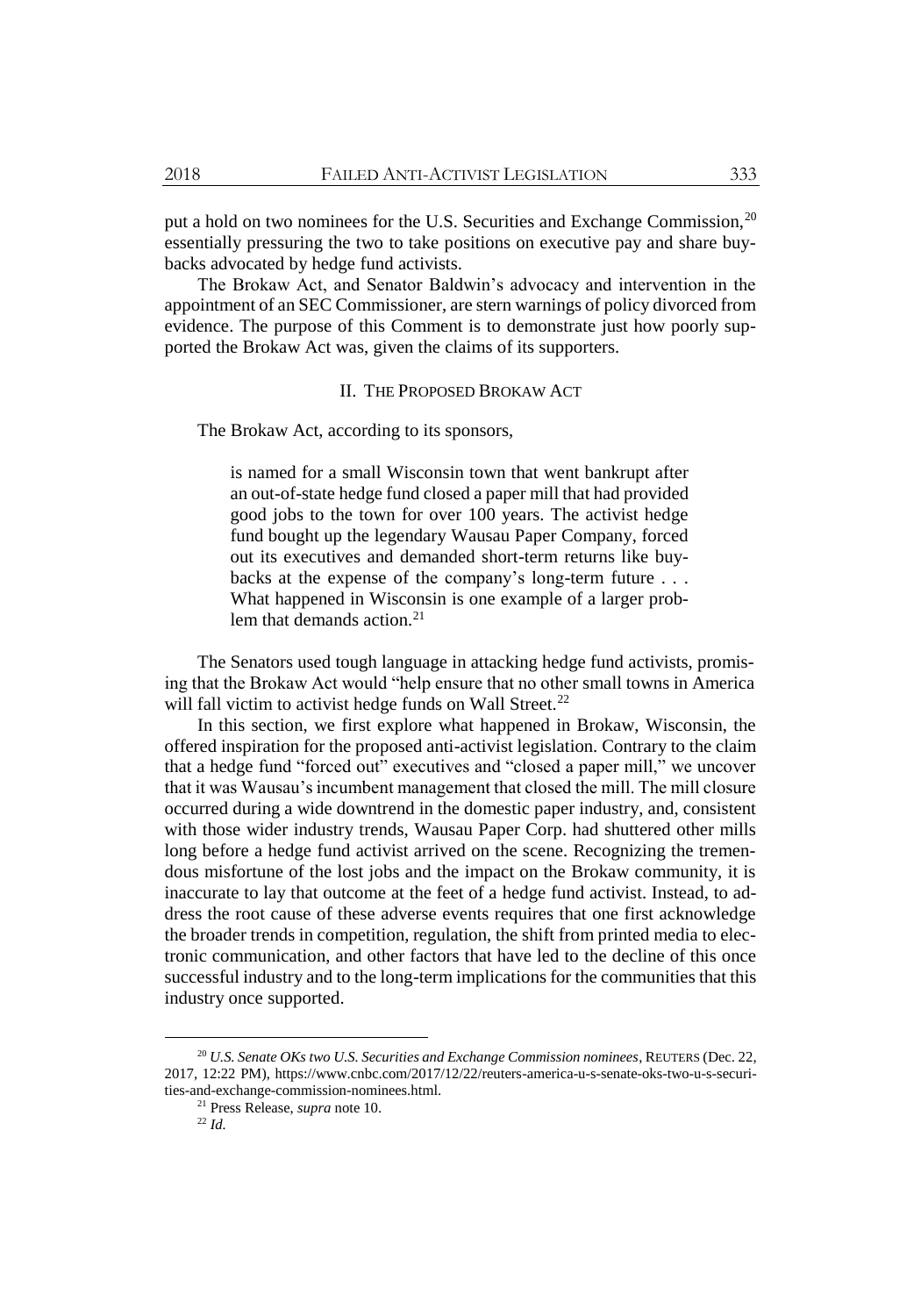put a hold on two nominees for the U.S. Securities and Exchange Commission,[20] essentially pressuring the two to take positions on executive pay and share buybacks advocated by hedge fund activists.

The Brokaw Act, and Senator Baldwin's advocacy and intervention in the appointment of an SEC Commissioner, are stern warnings of policy divorced from evidence. The purpose of this Comment is to demonstrate just how poorly supported the Brokaw Act was, given the claims of its supporters.

## II. THE PROPOSED BROKAW ACT

The Brokaw Act, according to its sponsors,

> is named for a small Wisconsin town that went bankrupt after an out-of-state hedge fund closed a paper mill that had provided good jobs to the town for over 100 years. The activist hedge fund bought up the legendary Wausau Paper Company, forced out its executives and demanded short-term returns like buybacks at the expense of the company's long-term future . . . What happened in Wisconsin is one example of a larger problem that demands action.[21]

The Senators used tough language in attacking hedge fund activists, promising that the Brokaw Act would "help ensure that no other small towns in America will fall victim to activist hedge funds on Wall Street.[22]

In this section, we first explore what happened in Brokaw, Wisconsin, the offered inspiration for the proposed anti-activist legislation. Contrary to the claim that a hedge fund "forced out" executives and "closed a paper mill," we uncover that it was Wausau's incumbent management that closed the mill. The mill closure occurred during a wide downtrend in the domestic paper industry, and, consistent with those wider industry trends, Wausau Paper Corp. had shuttered other mills long before a hedge fund activist arrived on the scene. Recognizing the tremendous misfortune of the lost jobs and the impact on the Brokaw community, it is inaccurate to lay that outcome at the feet of a hedge fund activist. Instead, to address the root cause of these adverse events requires that one first acknowledge the broader trends in competition, regulation, the shift from printed media to electronic communication, and other factors that have led to the decline of this once successful industry and to the long-term implications for the communities that this industry once supported.

---

[20] *U.S. Senate OKs two U.S. Securities and Exchange Commission nominees*, REUTERS (Dec. 22, 2017, 12:22 PM), https://www.cnbc.com/2017/12/22/reuters-america-u-s-senate-oks-two-u-s-securities-and-exchange-commission-nominees.html.

[21] Press Release, *supra* note 10.

[22] *Id.*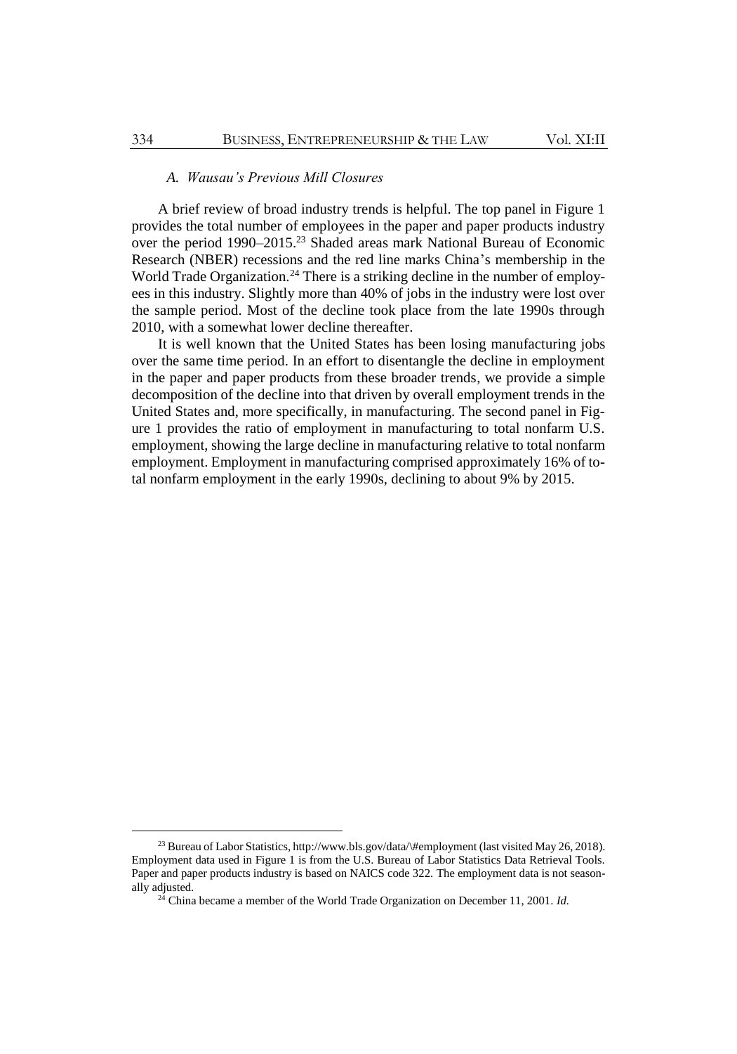### *A. Wausau's Previous Mill Closures*

A brief review of broad industry trends is helpful. The top panel in Figure 1 provides the total number of employees in the paper and paper products industry over the period 1990–2015.[23] Shaded areas mark National Bureau of Economic Research (NBER) recessions and the red line marks China's membership in the World Trade Organization.[24] There is a striking decline in the number of employees in this industry. Slightly more than 40% of jobs in the industry were lost over the sample period. Most of the decline took place from the late 1990s through 2010, with a somewhat lower decline thereafter.

It is well known that the United States has been losing manufacturing jobs over the same time period. In an effort to disentangle the decline in employment in the paper and paper products from these broader trends, we provide a simple decomposition of the decline into that driven by overall employment trends in the United States and, more specifically, in manufacturing. The second panel in Figure 1 provides the ratio of employment in manufacturing to total nonfarm U.S. employment, showing the large decline in manufacturing relative to total nonfarm employment. Employment in manufacturing comprised approximately 16% of total nonfarm employment in the early 1990s, declining to about 9% by 2015.

---

[23] Bureau of Labor Statistics, http://www.bls.gov/data/\#employment (last visited May 26, 2018). Employment data used in Figure 1 is from the U.S. Bureau of Labor Statistics Data Retrieval Tools. Paper and paper products industry is based on NAICS code 322. The employment data is not seasonally adjusted.

[24] China became a member of the World Trade Organization on December 11, 2001. *Id.*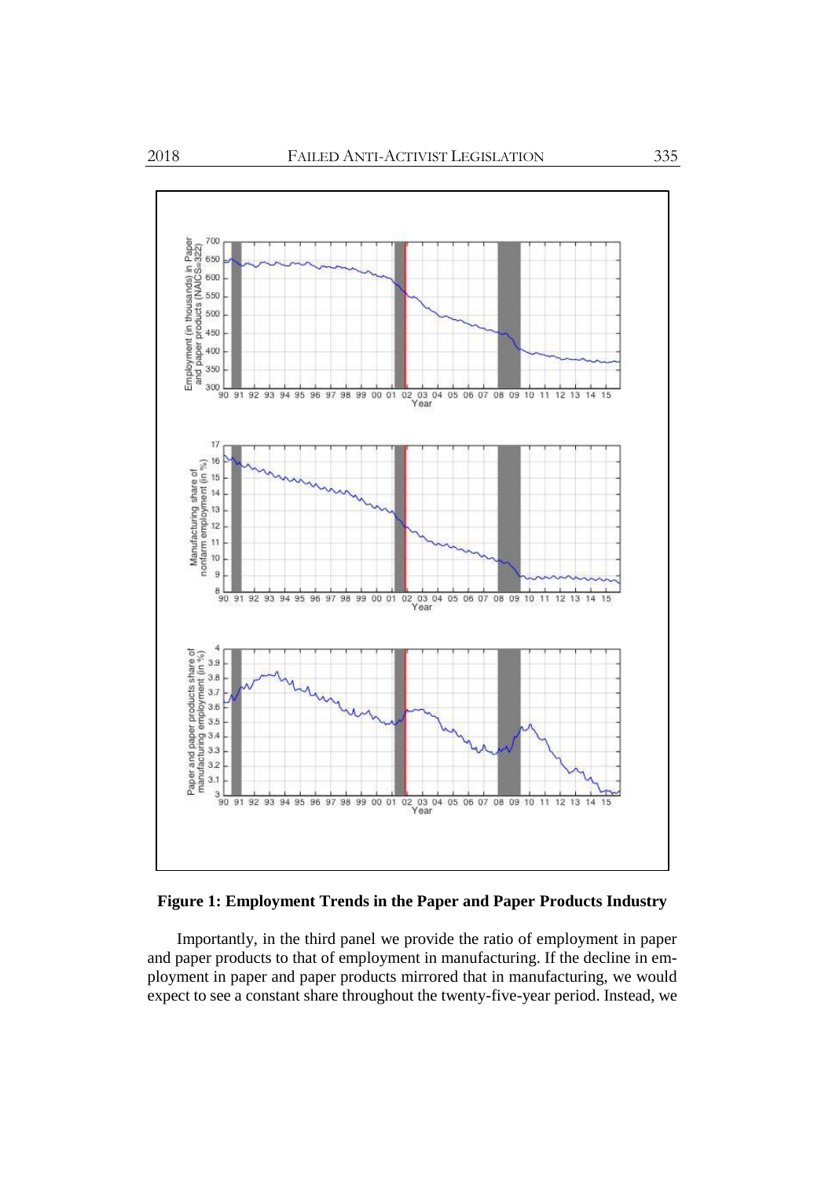**Figure 1: Employment Trends in the Paper and Paper Products Industry**

Importantly, in the third panel we provide the ratio of employment in paper and paper products to that of employment in manufacturing. If the decline in employment in paper and paper products mirrored that in manufacturing, we would expect to see a constant share throughout the twenty-five-year period. Instead, we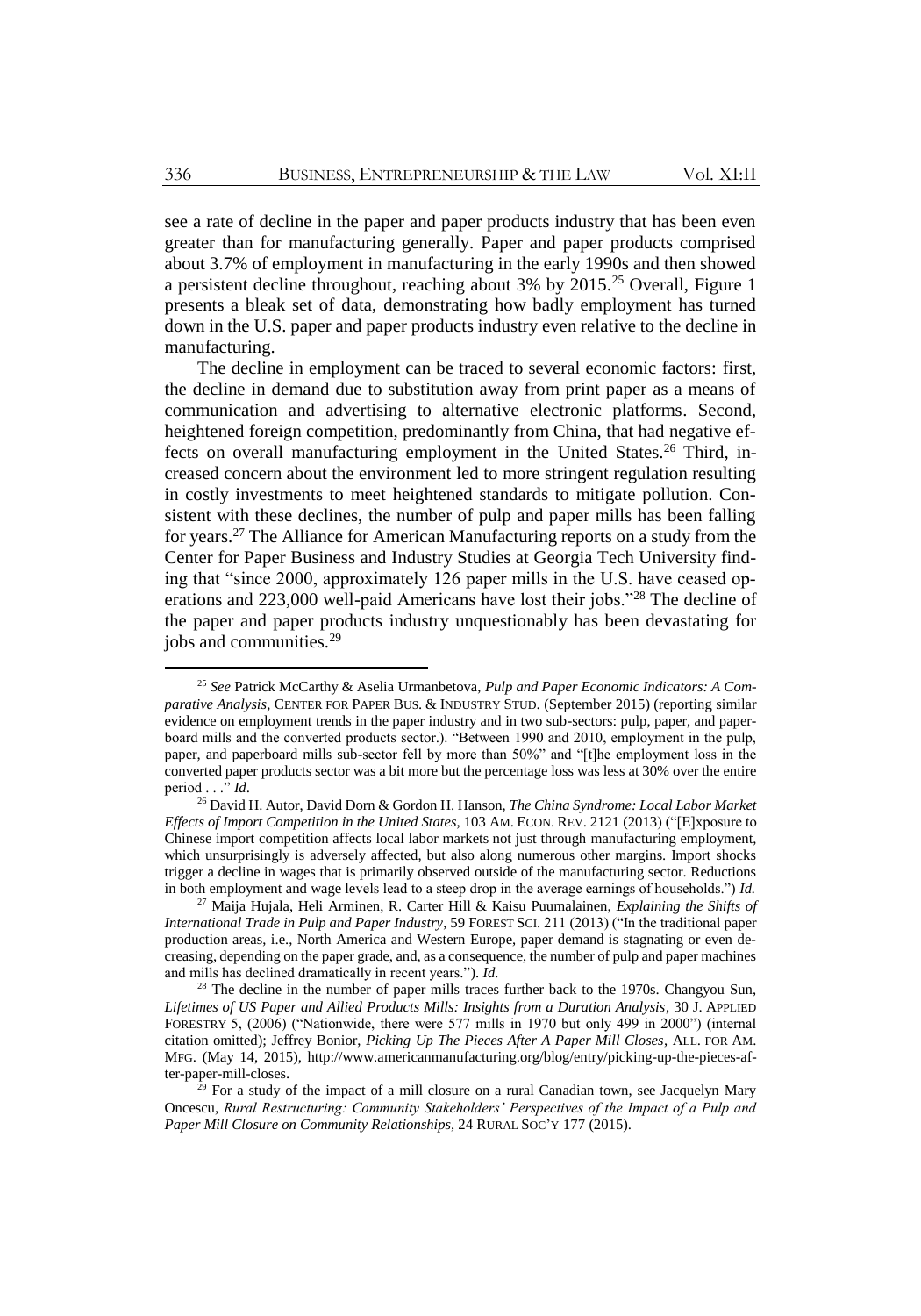see a rate of decline in the paper and paper products industry that has been even greater than for manufacturing generally. Paper and paper products comprised about 3.7% of employment in manufacturing in the early 1990s and then showed a persistent decline throughout, reaching about 3% by 2015.[25] Overall, Figure 1 presents a bleak set of data, demonstrating how badly employment has turned down in the U.S. paper and paper products industry even relative to the decline in manufacturing.

The decline in employment can be traced to several economic factors: first, the decline in demand due to substitution away from print paper as a means of communication and advertising to alternative electronic platforms. Second, heightened foreign competition, predominantly from China, that had negative effects on overall manufacturing employment in the United States.[26] Third, increased concern about the environment led to more stringent regulation resulting in costly investments to meet heightened standards to mitigate pollution. Consistent with these declines, the number of pulp and paper mills has been falling for years.[27] The Alliance for American Manufacturing reports on a study from the Center for Paper Business and Industry Studies at Georgia Tech University finding that "since 2000, approximately 126 paper mills in the U.S. have ceased operations and 223,000 well-paid Americans have lost their jobs."[28] The decline of the paper and paper products industry unquestionably has been devastating for jobs and communities.[29]

---

[25] *See* Patrick McCarthy & Aselia Urmanbetova, *Pulp and Paper Economic Indicators: A Comparative Analysis*, CENTER FOR PAPER BUS. & INDUSTRY STUD. (September 2015) (reporting similar evidence on employment trends in the paper industry and in two sub-sectors: pulp, paper, and paperboard mills and the converted products sector.). "Between 1990 and 2010, employment in the pulp, paper, and paperboard mills sub-sector fell by more than 50%" and "[t]he employment loss in the converted paper products sector was a bit more but the percentage loss was less at 30% over the entire period . . ." *Id*.

[26] David H. Autor, David Dorn & Gordon H. Hanson, *The China Syndrome: Local Labor Market Effects of Import Competition in the United States*, 103 AM. ECON. REV. 2121 (2013) ("[E]xposure to Chinese import competition affects local labor markets not just through manufacturing employment, which unsurprisingly is adversely affected, but also along numerous other margins. Import shocks trigger a decline in wages that is primarily observed outside of the manufacturing sector. Reductions in both employment and wage levels lead to a steep drop in the average earnings of households.") *Id.*

[27] Maija Hujala, Heli Arminen, R. Carter Hill & Kaisu Puumalainen, *Explaining the Shifts of International Trade in Pulp and Paper Industry*, 59 FOREST SCI. 211 (2013) ("In the traditional paper production areas, i.e., North America and Western Europe, paper demand is stagnating or even decreasing, depending on the paper grade, and, as a consequence, the number of pulp and paper machines and mills has declined dramatically in recent years."). *Id.*

[28] The decline in the number of paper mills traces further back to the 1970s. Changyou Sun, *Lifetimes of US Paper and Allied Products Mills: Insights from a Duration Analysis*, 30 J. APPLIED FORESTRY 5, (2006) ("Nationwide, there were 577 mills in 1970 but only 499 in 2000") (internal citation omitted); Jeffrey Bonior, *Picking Up The Pieces After A Paper Mill Closes*, ALL. FOR AM. MFG. (May 14, 2015), http://www.americanmanufacturing.org/blog/entry/picking-up-the-pieces-after-paper-mill-closes.

[29] For a study of the impact of a mill closure on a rural Canadian town, see Jacquelyn Mary Oncescu, *Rural Restructuring: Community Stakeholders' Perspectives of the Impact of a Pulp and Paper Mill Closure on Community Relationships*, 24 RURAL SOC'Y 177 (2015).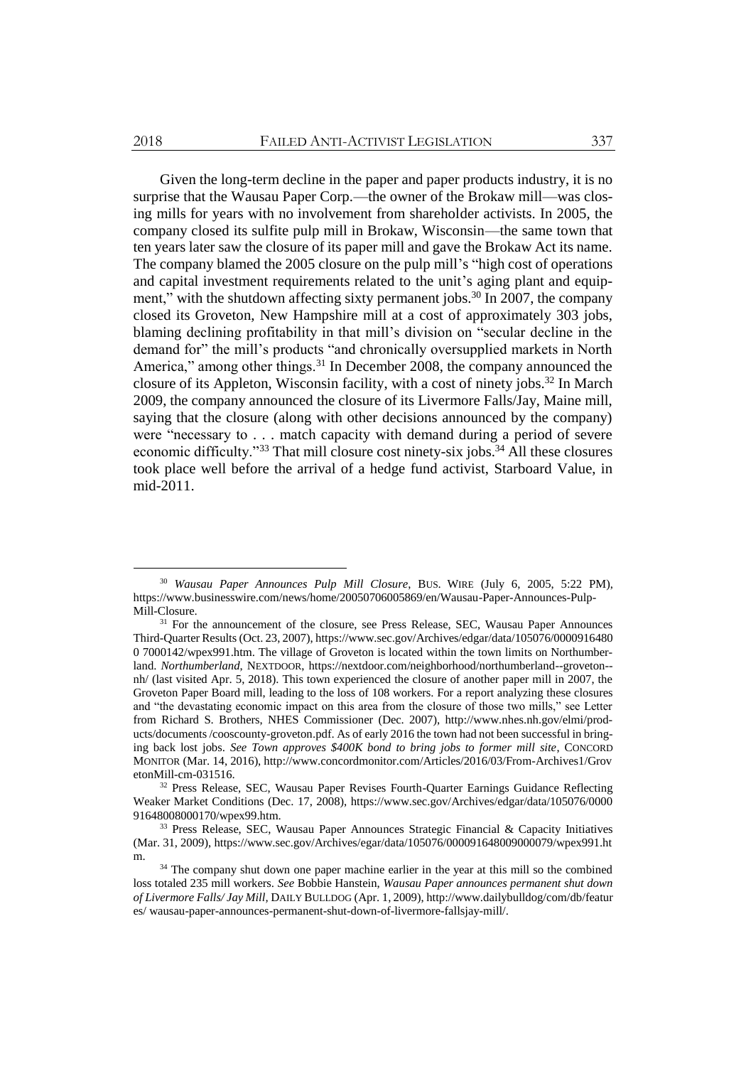Given the long-term decline in the paper and paper products industry, it is no surprise that the Wausau Paper Corp.—the owner of the Brokaw mill—was closing mills for years with no involvement from shareholder activists. In 2005, the company closed its sulfite pulp mill in Brokaw, Wisconsin—the same town that ten years later saw the closure of its paper mill and gave the Brokaw Act its name. The company blamed the 2005 closure on the pulp mill's "high cost of operations and capital investment requirements related to the unit's aging plant and equipment," with the shutdown affecting sixty permanent jobs.[30] In 2007, the company closed its Groveton, New Hampshire mill at a cost of approximately 303 jobs, blaming declining profitability in that mill's division on "secular decline in the demand for" the mill's products "and chronically oversupplied markets in North America," among other things.[31] In December 2008, the company announced the closure of its Appleton, Wisconsin facility, with a cost of ninety jobs.[32] In March 2009, the company announced the closure of its Livermore Falls/Jay, Maine mill, saying that the closure (along with other decisions announced by the company) were "necessary to . . . match capacity with demand during a period of severe economic difficulty."[33] That mill closure cost ninety-six jobs.[34] All these closures took place well before the arrival of a hedge fund activist, Starboard Value, in mid-2011.

---

[30] *Wausau Paper Announces Pulp Mill Closure*, BUS. WIRE (July 6, 2005, 5:22 PM), https://www.businesswire.com/news/home/20050706005869/en/Wausau-Paper-Announces-Pulp-Mill-Closure.

[31] For the announcement of the closure, see Press Release, SEC, Wausau Paper Announces Third-Quarter Results (Oct. 23, 2007), https://www.sec.gov/Archives/edgar/data/105076/0000916480 0 7000142/wpex991.htm. The village of Groveton is located within the town limits on Northumberland. *Northumberland*, NEXTDOOR, https://nextdoor.com/neighborhood/northumberland--groveton--nh/ (last visited Apr. 5, 2018). This town experienced the closure of another paper mill in 2007, the Groveton Paper Board mill, leading to the loss of 108 workers. For a report analyzing these closures and "the devastating economic impact on this area from the closure of those two mills," see Letter from Richard S. Brothers, NHES Commissioner (Dec. 2007), http://www.nhes.nh.gov/elmi/products/documents /cooscounty-groveton.pdf. As of early 2016 the town had not been successful in bringing back lost jobs. *See Town approves $400K bond to bring jobs to former mill site*, CONCORD MONITOR (Mar. 14, 2016), http://www.concordmonitor.com/Articles/2016/03/From-Archives1/GrovetonMill-cm-031516.

[32] Press Release, SEC, Wausau Paper Revises Fourth-Quarter Earnings Guidance Reflecting Weaker Market Conditions (Dec. 17, 2008), https://www.sec.gov/Archives/edgar/data/105076/0000 91648008000170/wpex99.htm.

[33] Press Release, SEC, Wausau Paper Announces Strategic Financial & Capacity Initiatives (Mar. 31, 2009), https://www.sec.gov/Archives/egar/data/105076/000091648009000079/wpex991.htm.

[34] The company shut down one paper machine earlier in the year at this mill so the combined loss totaled 235 mill workers. *See* Bobbie Hanstein, *Wausau Paper announces permanent shut down of Livermore Falls/ Jay Mill*, DAILY BULLDOG (Apr. 1, 2009), http://www.dailybulldog/com/db/features/ wausau-paper-announces-permanent-shut-down-of-livermore-fallsjay-mill/.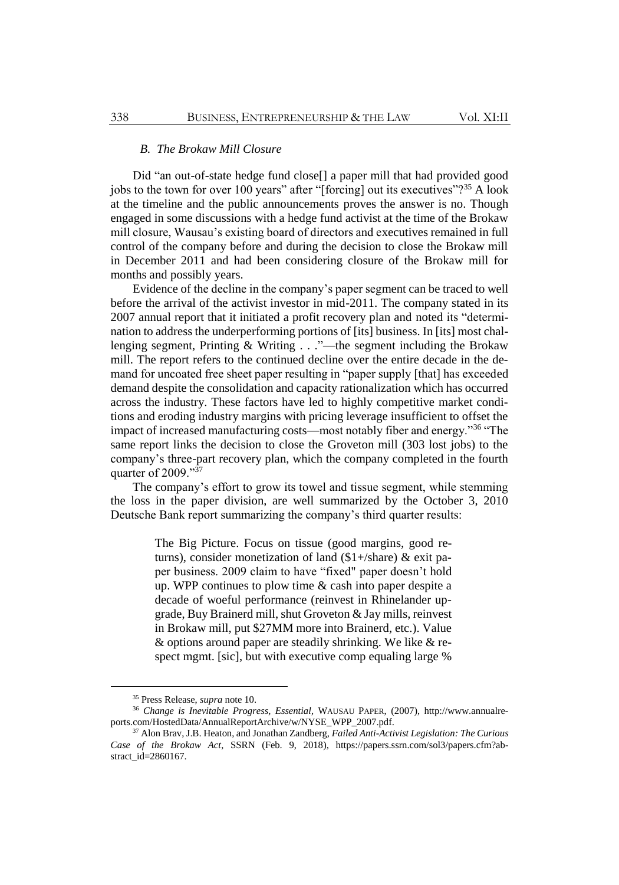### *B. The Brokaw Mill Closure*

Did "an out-of-state hedge fund close[] a paper mill that had provided good jobs to the town for over 100 years" after "[forcing] out its executives"?[35] A look at the timeline and the public announcements proves the answer is no. Though engaged in some discussions with a hedge fund activist at the time of the Brokaw mill closure, Wausau's existing board of directors and executives remained in full control of the company before and during the decision to close the Brokaw mill in December 2011 and had been considering closure of the Brokaw mill for months and possibly years.

Evidence of the decline in the company's paper segment can be traced to well before the arrival of the activist investor in mid-2011. The company stated in its 2007 annual report that it initiated a profit recovery plan and noted its "determination to address the underperforming portions of [its] business. In [its] most challenging segment, Printing & Writing . . ."—the segment including the Brokaw mill. The report refers to the continued decline over the entire decade in the demand for uncoated free sheet paper resulting in "paper supply [that] has exceeded demand despite the consolidation and capacity rationalization which has occurred across the industry. These factors have led to highly competitive market conditions and eroding industry margins with pricing leverage insufficient to offset the impact of increased manufacturing costs—most notably fiber and energy."[36] "The same report links the decision to close the Groveton mill (303 lost jobs) to the company's three-part recovery plan, which the company completed in the fourth quarter of 2009."[37]

The company's effort to grow its towel and tissue segment, while stemming the loss in the paper division, are well summarized by the October 3, 2010 Deutsche Bank report summarizing the company's third quarter results:

> The Big Picture. Focus on tissue (good margins, good returns), consider monetization of land ($1+/share) & exit paper business. 2009 claim to have "fixed" paper doesn't hold up. WPP continues to plow time & cash into paper despite a decade of woeful performance (reinvest in Rhinelander upgrade, Buy Brainerd mill, shut Groveton & Jay mills, reinvest in Brokaw mill, put $27MM more into Brainerd, etc.). Value & options around paper are steadily shrinking. We like & respect mgmt. [sic], but with executive comp equaling large %

---

[35] Press Release, *supra* note 10.

[36] *Change is Inevitable Progress, Essential*, WAUSAU PAPER, (2007), http://www.annualreports.com/HostedData/AnnualReportArchive/w/NYSE_WPP_2007.pdf.

[37] Alon Brav, J.B. Heaton, and Jonathan Zandberg, *Failed Anti-Activist Legislation: The Curious Case of the Brokaw Act*, SSRN (Feb. 9, 2018), https://papers.ssrn.com/sol3/papers.cfm?abstract_id=2860167.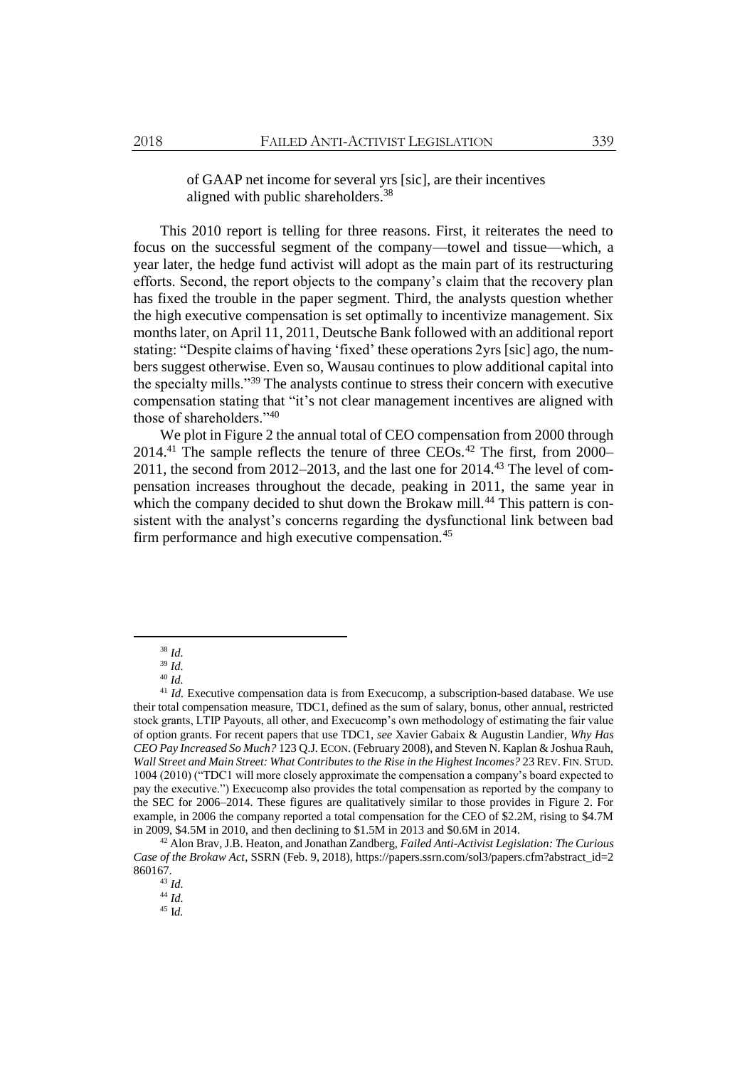> of GAAP net income for several yrs [sic], are their incentives aligned with public shareholders.[38]

This 2010 report is telling for three reasons. First, it reiterates the need to focus on the successful segment of the company—towel and tissue—which, a year later, the hedge fund activist will adopt as the main part of its restructuring efforts. Second, the report objects to the company's claim that the recovery plan has fixed the trouble in the paper segment. Third, the analysts question whether the high executive compensation is set optimally to incentivize management. Six months later, on April 11, 2011, Deutsche Bank followed with an additional report stating: "Despite claims of having 'fixed' these operations 2yrs [sic] ago, the numbers suggest otherwise. Even so, Wausau continues to plow additional capital into the specialty mills."[39] The analysts continue to stress their concern with executive compensation stating that "it's not clear management incentives are aligned with those of shareholders."[40]

We plot in Figure 2 the annual total of CEO compensation from 2000 through 2014.[41] The sample reflects the tenure of three CEOs.[42] The first, from 2000–2011, the second from 2012–2013, and the last one for 2014.[43] The level of compensation increases throughout the decade, peaking in 2011, the same year in which the company decided to shut down the Brokaw mill.[44] This pattern is consistent with the analyst's concerns regarding the dysfunctional link between bad firm performance and high executive compensation.[45]

---

[38] *Id.*

[39] *Id.*

[40] *Id.*

[41] *Id.* Executive compensation data is from Execucomp, a subscription-based database. We use their total compensation measure, TDC1, defined as the sum of salary, bonus, other annual, restricted stock grants, LTIP Payouts, all other, and Execucomp's own methodology of estimating the fair value of option grants. For recent papers that use TDC1, *see* Xavier Gabaix & Augustin Landier, *Why Has CEO Pay Increased So Much?* 123 Q.J. ECON. (February 2008), and Steven N. Kaplan & Joshua Rauh, *Wall Street and Main Street: What Contributes to the Rise in the Highest Incomes?* 23 REV. FIN. STUD. 1004 (2010) ("TDC1 will more closely approximate the compensation a company's board expected to pay the executive.") Execucomp also provides the total compensation as reported by the company to the SEC for 2006–2014. These figures are qualitatively similar to those provides in Figure 2. For example, in 2006 the company reported a total compensation for the CEO of $2.2M, rising to $4.7M in 2009, $4.5M in 2010, and then declining to $1.5M in 2013 and $0.6M in 2014.

[42] Alon Brav, J.B. Heaton, and Jonathan Zandberg, *Failed Anti-Activist Legislation: The Curious Case of the Brokaw Act*, SSRN (Feb. 9, 2018), https://papers.ssrn.com/sol3/papers.cfm?abstract_id=2860167.

[43] *Id.*

[44] *Id.*

[45] I*d.*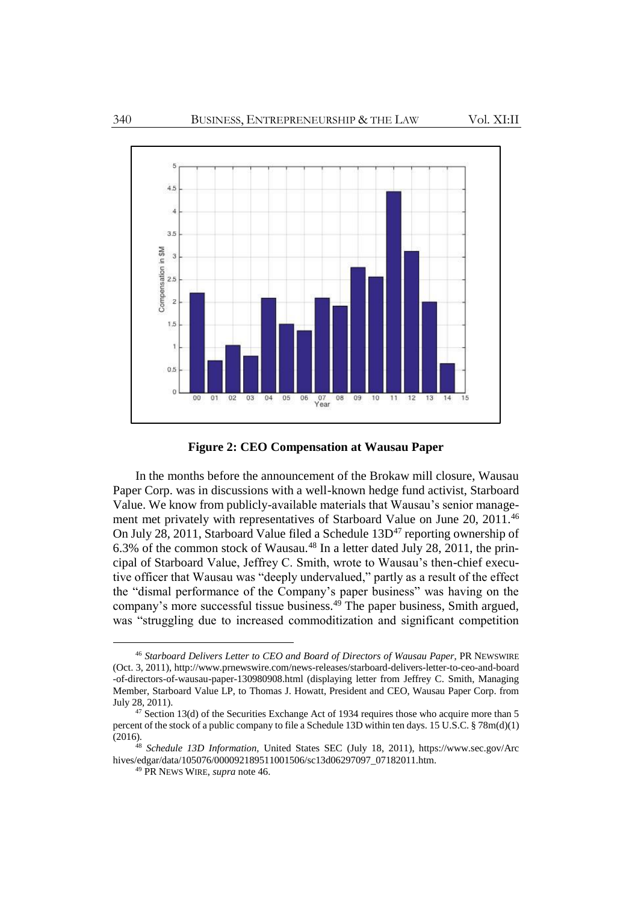**Figure 2: CEO Compensation at Wausau Paper**

In the months before the announcement of the Brokaw mill closure, Wausau Paper Corp. was in discussions with a well-known hedge fund activist, Starboard Value. We know from publicly-available materials that Wausau's senior management met privately with representatives of Starboard Value on June 20, 2011.[46] On July 28, 2011, Starboard Value filed a Schedule 13D[47] reporting ownership of 6.3% of the common stock of Wausau.[48] In a letter dated July 28, 2011, the principal of Starboard Value, Jeffrey C. Smith, wrote to Wausau's then-chief executive officer that Wausau was "deeply undervalued," partly as a result of the effect the "dismal performance of the Company's paper business" was having on the company's more successful tissue business.[49] The paper business, Smith argued, was "struggling due to increased commoditization and significant competition

---

[46] *Starboard Delivers Letter to CEO and Board of Directors of Wausau Paper*, PR NEWSWIRE (Oct. 3, 2011), http://www.prnewswire.com/news-releases/starboard-delivers-letter-to-ceo-and-board-of-directors-of-wausau-paper-130980908.html (displaying letter from Jeffrey C. Smith, Managing Member, Starboard Value LP, to Thomas J. Howatt, President and CEO, Wausau Paper Corp. from July 28, 2011).

[47] Section 13(d) of the Securities Exchange Act of 1934 requires those who acquire more than 5 percent of the stock of a public company to file a Schedule 13D within ten days. 15 U.S.C. § 78m(d)(1) (2016).

[48] *Schedule 13D Information*, United States SEC (July 18, 2011), https://www.sec.gov/Archives/edgar/data/105076/000092189511001506/sc13d06297097_07182011.htm.

[49] PR NEWS WIRE, *supra* note 46.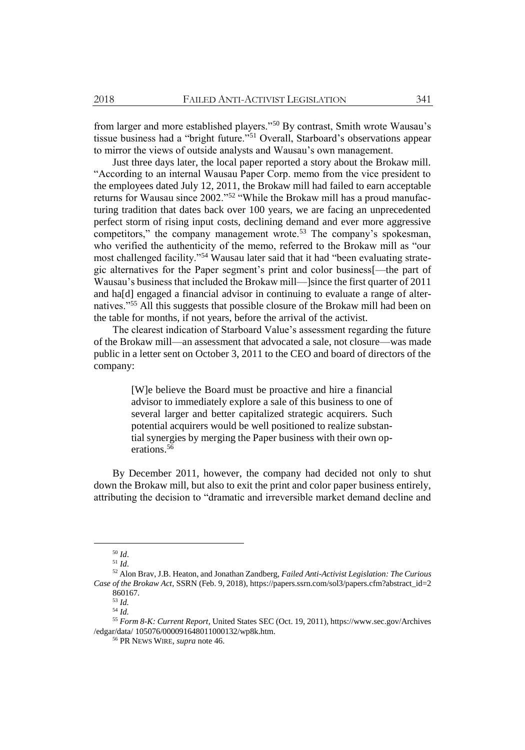from larger and more established players."[50] By contrast, Smith wrote Wausau's tissue business had a "bright future."[51] Overall, Starboard's observations appear to mirror the views of outside analysts and Wausau's own management.

Just three days later, the local paper reported a story about the Brokaw mill. "According to an internal Wausau Paper Corp. memo from the vice president to the employees dated July 12, 2011, the Brokaw mill had failed to earn acceptable returns for Wausau since 2002."[52] "While the Brokaw mill has a proud manufacturing tradition that dates back over 100 years, we are facing an unprecedented perfect storm of rising input costs, declining demand and ever more aggressive competitors," the company management wrote.[53] The company's spokesman, who verified the authenticity of the memo, referred to the Brokaw mill as "our most challenged facility."[54] Wausau later said that it had "been evaluating strategic alternatives for the Paper segment's print and color business[—the part of Wausau's business that included the Brokaw mill—]since the first quarter of 2011 and ha[d] engaged a financial advisor in continuing to evaluate a range of alternatives."[55] All this suggests that possible closure of the Brokaw mill had been on the table for months, if not years, before the arrival of the activist.

The clearest indication of Starboard Value's assessment regarding the future of the Brokaw mill—an assessment that advocated a sale, not closure—was made public in a letter sent on October 3, 2011 to the CEO and board of directors of the company:

> [W]e believe the Board must be proactive and hire a financial advisor to immediately explore a sale of this business to one of several larger and better capitalized strategic acquirers. Such potential acquirers would be well positioned to realize substantial synergies by merging the Paper business with their own operations.[56]

By December 2011, however, the company had decided not only to shut down the Brokaw mill, but also to exit the print and color paper business entirely, attributing the decision to "dramatic and irreversible market demand decline and

---

[50] *Id*.

[51] *Id*.

[52] Alon Brav, J.B. Heaton, and Jonathan Zandberg, *Failed Anti-Activist Legislation: The Curious Case of the Brokaw Act*, SSRN (Feb. 9, 2018), https://papers.ssrn.com/sol3/papers.cfm?abstract_id=2860167.

[53] *Id.*

[54] *Id.*

[55] *Form 8-K: Current Report*, United States SEC (Oct. 19, 2011), https://www.sec.gov/Archives/edgar/data/ 105076/000091648011000132/wp8k.htm.

[56] PR NEWS WIRE, *supra* note 46.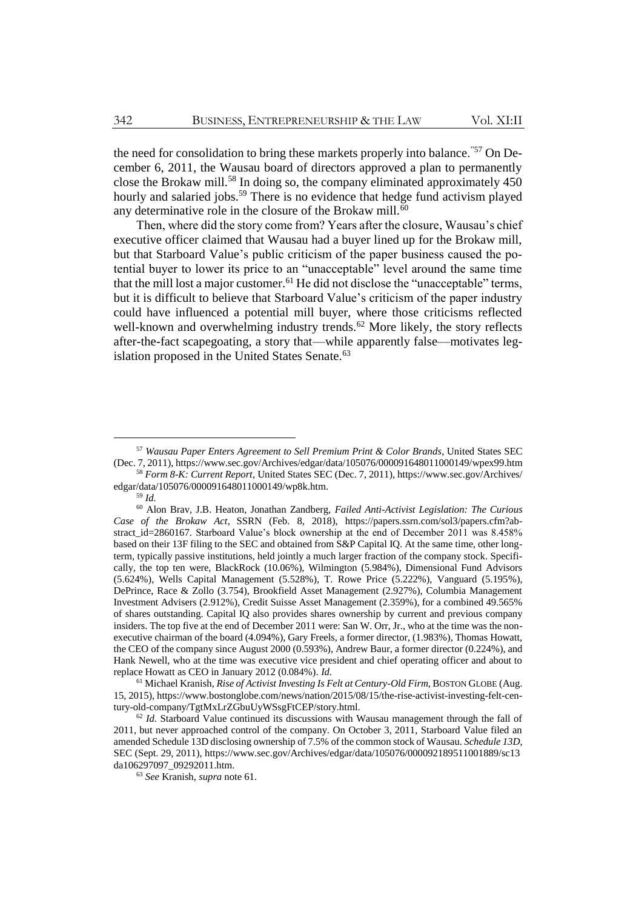the need for consolidation to bring these markets properly into balance."[57] On December 6, 2011, the Wausau board of directors approved a plan to permanently close the Brokaw mill.[58] In doing so, the company eliminated approximately 450 hourly and salaried jobs.[59] There is no evidence that hedge fund activism played any determinative role in the closure of the Brokaw mill.[60]

Then, where did the story come from? Years after the closure, Wausau's chief executive officer claimed that Wausau had a buyer lined up for the Brokaw mill, but that Starboard Value's public criticism of the paper business caused the potential buyer to lower its price to an "unacceptable" level around the same time that the mill lost a major customer.[61] He did not disclose the "unacceptable" terms, but it is difficult to believe that Starboard Value's criticism of the paper industry could have influenced a potential mill buyer, where those criticisms reflected well-known and overwhelming industry trends.[62] More likely, the story reflects after-the-fact scapegoating, a story that—while apparently false—motivates legislation proposed in the United States Senate.[63]

---

[57] *Wausau Paper Enters Agreement to Sell Premium Print & Color Brands*, United States SEC (Dec. 7, 2011), https://www.sec.gov/Archives/edgar/data/105076/000091648011000149/wpex99.htm

[58] *Form 8-K: Current Report*, United States SEC (Dec. 7, 2011), https://www.sec.gov/Archives/edgar/data/105076/000091648011000149/wp8k.htm.

[59] *Id.*

[60] Alon Brav, J.B. Heaton, Jonathan Zandberg, *Failed Anti-Activist Legislation: The Curious Case of the Brokaw Act*, SSRN (Feb. 8, 2018), https://papers.ssrn.com/sol3/papers.cfm?abstract_id=2860167. Starboard Value's block ownership at the end of December 2011 was 8.458% based on their 13F filing to the SEC and obtained from S&P Capital IQ. At the same time, other long-term, typically passive institutions, held jointly a much larger fraction of the company stock. Specifically, the top ten were, BlackRock (10.06%), Wilmington (5.984%), Dimensional Fund Advisors (5.624%), Wells Capital Management (5.528%), T. Rowe Price (5.222%), Vanguard (5.195%), DePrince, Race & Zollo (3.754), Brookfield Asset Management (2.927%), Columbia Management Investment Advisers (2.912%), Credit Suisse Asset Management (2.359%), for a combined 49.565% of shares outstanding. Capital IQ also provides shares ownership by current and previous company insiders. The top five at the end of December 2011 were: San W. Orr, Jr., who at the time was the non-executive chairman of the board (4.094%), Gary Freels, a former director, (1.983%), Thomas Howatt, the CEO of the company since August 2000 (0.593%), Andrew Baur, a former director (0.224%), and Hank Newell, who at the time was executive vice president and chief operating officer and about to replace Howatt as CEO in January 2012 (0.084%). *Id.*

[61] Michael Kranish, *Rise of Activist Investing Is Felt at Century-Old Firm*, BOSTON GLOBE (Aug. 15, 2015), https://www.bostonglobe.com/news/nation/2015/08/15/the-rise-activist-investing-felt-century-old-company/TgtMxLrZGbuUyWSsgFtCEP/story.html.

[62] *Id.* Starboard Value continued its discussions with Wausau management through the fall of 2011, but never approached control of the company. On October 3, 2011, Starboard Value filed an amended Schedule 13D disclosing ownership of 7.5% of the common stock of Wausau. *Schedule 13D*, SEC (Sept. 29, 2011), https://www.sec.gov/Archives/edgar/data/105076/000092189511001889/sc13da106297097_09292011.htm.

[63] *See* Kranish, *supra* note 61.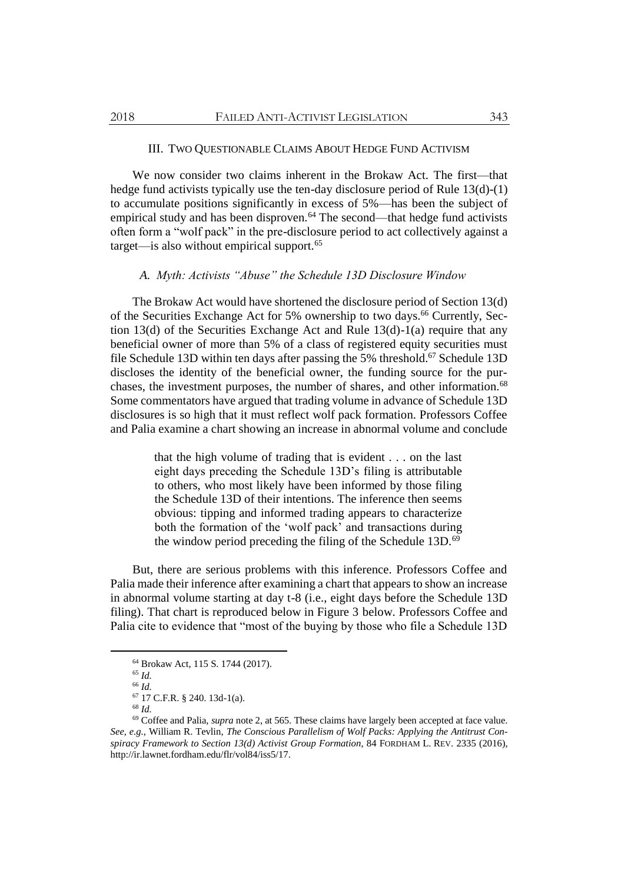## III. Two Questionable Claims About Hedge Fund Activism

We now consider two claims inherent in the Brokaw Act. The first—that hedge fund activists typically use the ten-day disclosure period of Rule 13(d)-(1) to accumulate positions significantly in excess of 5%—has been the subject of empirical study and has been disproven.[64] The second—that hedge fund activists often form a "wolf pack" in the pre-disclosure period to act collectively against a target—is also without empirical support.[65]

### *A. Myth: Activists "Abuse" the Schedule 13D Disclosure Window*

The Brokaw Act would have shortened the disclosure period of Section 13(d) of the Securities Exchange Act for 5% ownership to two days.[66] Currently, Section 13(d) of the Securities Exchange Act and Rule 13(d)-1(a) require that any beneficial owner of more than 5% of a class of registered equity securities must file Schedule 13D within ten days after passing the 5% threshold.[67] Schedule 13D discloses the identity of the beneficial owner, the funding source for the purchases, the investment purposes, the number of shares, and other information.[68] Some commentators have argued that trading volume in advance of Schedule 13D disclosures is so high that it must reflect wolf pack formation. Professors Coffee and Palia examine a chart showing an increase in abnormal volume and conclude

> that the high volume of trading that is evident . . . on the last eight days preceding the Schedule 13D's filing is attributable to others, who most likely have been informed by those filing the Schedule 13D of their intentions. The inference then seems obvious: tipping and informed trading appears to characterize both the formation of the 'wolf pack' and transactions during the window period preceding the filing of the Schedule 13D.[69]

But, there are serious problems with this inference. Professors Coffee and Palia made their inference after examining a chart that appears to show an increase in abnormal volume starting at day t-8 (i.e., eight days before the Schedule 13D filing). That chart is reproduced below in Figure 3 below. Professors Coffee and Palia cite to evidence that "most of the buying by those who file a Schedule 13D

---

[64] Brokaw Act, 115 S. 1744 (2017).

[65] *Id.*

[66] *Id.*

[67] 17 C.F.R. § 240. 13d-1(a).

[68] *Id.*

[69] Coffee and Palia, *supra* note 2, at 565. These claims have largely been accepted at face value. *See, e.g.*, William R. Tevlin, *The Conscious Parallelism of Wolf Packs: Applying the Antitrust Conspiracy Framework to Section 13(d) Activist Group Formation*, 84 FORDHAM L. REV. 2335 (2016), http://ir.lawnet.fordham.edu/flr/vol84/iss5/17.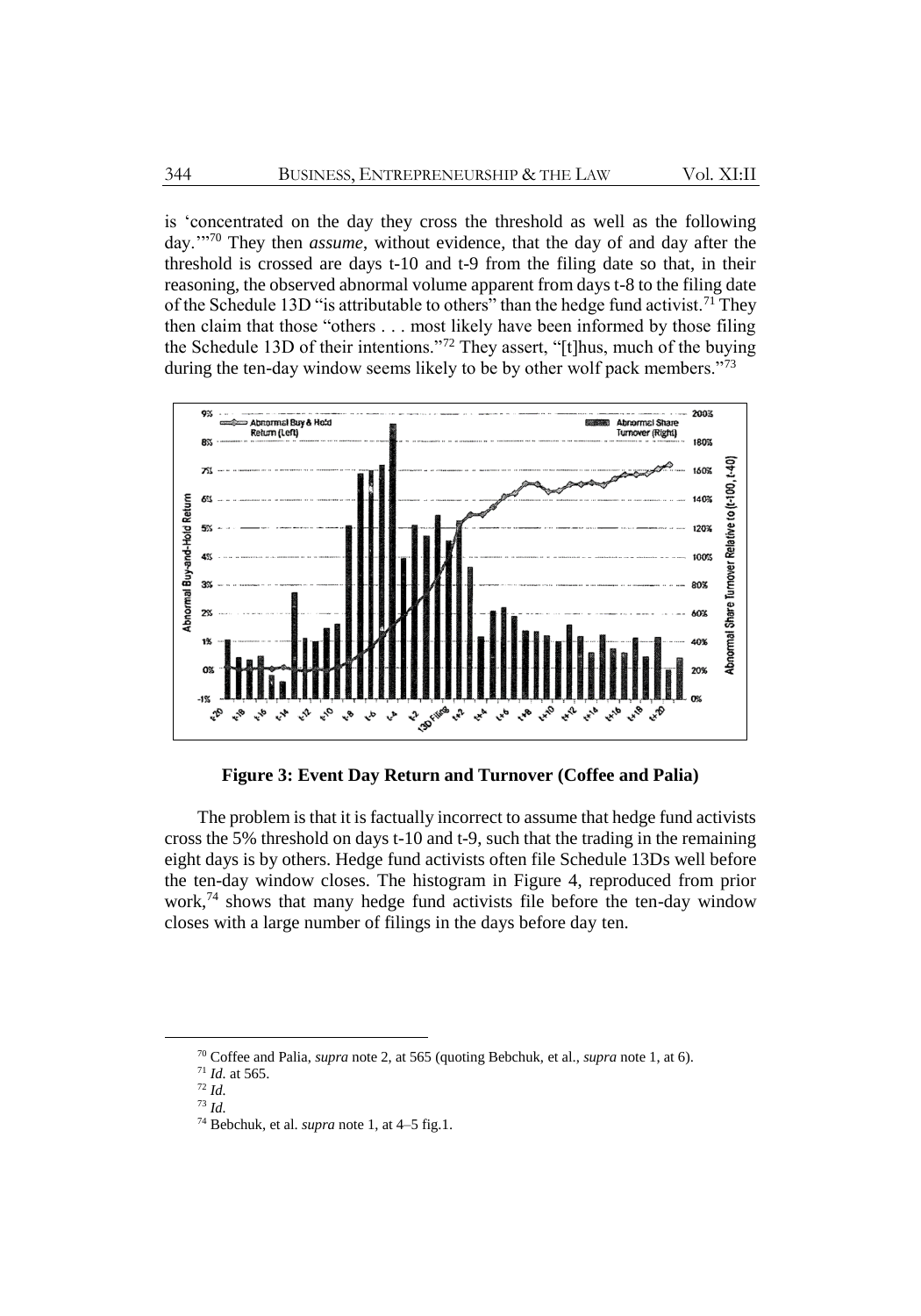is 'concentrated on the day they cross the threshold as well as the following day.'"[70] They then *assume*, without evidence, that the day of and day after the threshold is crossed are days t-10 and t-9 from the filing date so that, in their reasoning, the observed abnormal volume apparent from days t-8 to the filing date of the Schedule 13D "is attributable to others" than the hedge fund activist.[71] They then claim that those "others . . . most likely have been informed by those filing the Schedule 13D of their intentions."[72] They assert, "[t]hus, much of the buying during the ten-day window seems likely to be by other wolf pack members."[73]

**Figure 3: Event Day Return and Turnover (Coffee and Palia)**

The problem is that it is factually incorrect to assume that hedge fund activists cross the 5% threshold on days t-10 and t-9, such that the trading in the remaining eight days is by others. Hedge fund activists often file Schedule 13Ds well before the ten-day window closes. The histogram in Figure 4, reproduced from prior work,[74] shows that many hedge fund activists file before the ten-day window closes with a large number of filings in the days before day ten.

---

[70] Coffee and Palia, *supra* note 2, at 565 (quoting Bebchuk, et al., *supra* note 1, at 6).

[71] *Id.* at 565.

[72] *Id.*

[73] *Id.*

[74] Bebchuk, et al. *supra* note 1, at 4–5 fig.1.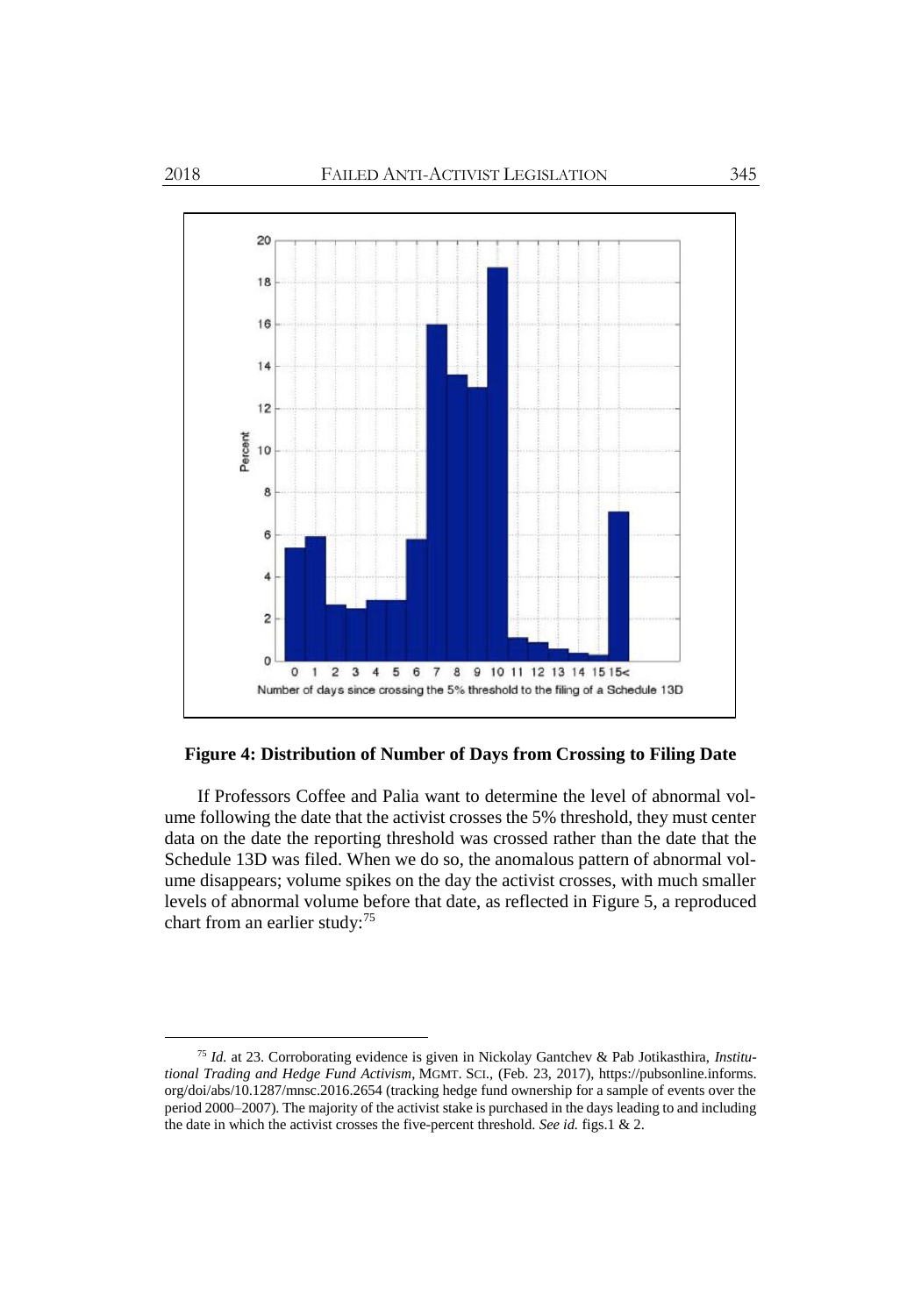**Figure 4: Distribution of Number of Days from Crossing to Filing Date**

If Professors Coffee and Palia want to determine the level of abnormal volume following the date that the activist crosses the 5% threshold, they must center data on the date the reporting threshold was crossed rather than the date that the Schedule 13D was filed. When we do so, the anomalous pattern of abnormal volume disappears; volume spikes on the day the activist crosses, with much smaller levels of abnormal volume before that date, as reflected in Figure 5, a reproduced chart from an earlier study:[75]

---

[75] *Id.* at 23. Corroborating evidence is given in Nickolay Gantchev & Pab Jotikasthira, *Institutional Trading and Hedge Fund Activism*, MGMT. SCI., (Feb. 23, 2017), https://pubsonline.informs.org/doi/abs/10.1287/mnsc.2016.2654 (tracking hedge fund ownership for a sample of events over the period 2000–2007). The majority of the activist stake is purchased in the days leading to and including the date in which the activist crosses the five-percent threshold. *See id.* figs.1 & 2.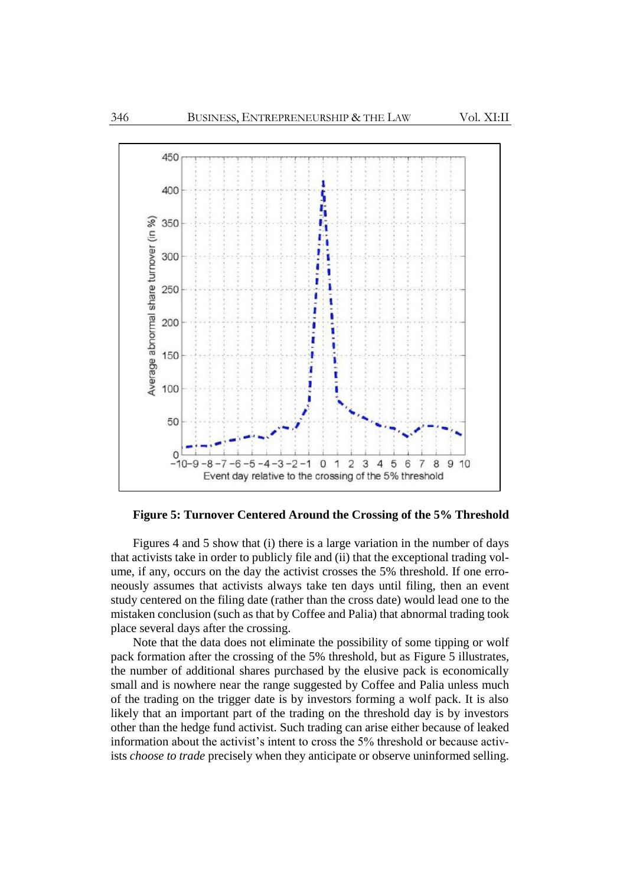**Figure 5: Turnover Centered Around the Crossing of the 5% Threshold**

Figures 4 and 5 show that (i) there is a large variation in the number of days that activists take in order to publicly file and (ii) that the exceptional trading volume, if any, occurs on the day the activist crosses the 5% threshold. If one erroneously assumes that activists always take ten days until filing, then an event study centered on the filing date (rather than the cross date) would lead one to the mistaken conclusion (such as that by Coffee and Palia) that abnormal trading took place several days after the crossing.

Note that the data does not eliminate the possibility of some tipping or wolf pack formation after the crossing of the 5% threshold, but as Figure 5 illustrates, the number of additional shares purchased by the elusive pack is economically small and is nowhere near the range suggested by Coffee and Palia unless much of the trading on the trigger date is by investors forming a wolf pack. It is also likely that an important part of the trading on the threshold day is by investors other than the hedge fund activist. Such trading can arise either because of leaked information about the activist's intent to cross the 5% threshold or because activists *choose to trade* precisely when they anticipate or observe uninformed selling.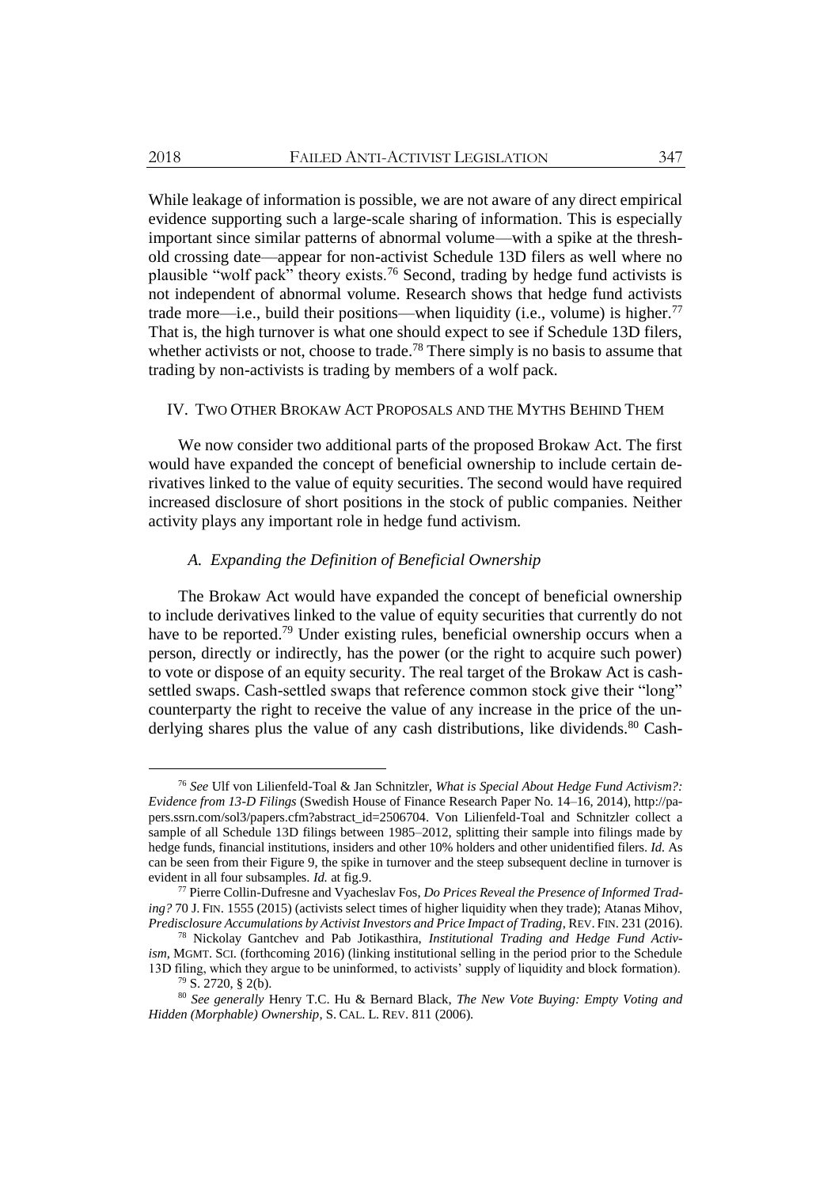While leakage of information is possible, we are not aware of any direct empirical evidence supporting such a large-scale sharing of information. This is especially important since similar patterns of abnormal volume—with a spike at the threshold crossing date—appear for non-activist Schedule 13D filers as well where no plausible "wolf pack" theory exists.[76] Second, trading by hedge fund activists is not independent of abnormal volume. Research shows that hedge fund activists trade more—i.e., build their positions—when liquidity (i.e., volume) is higher.[77] That is, the high turnover is what one should expect to see if Schedule 13D filers, whether activists or not, choose to trade.[78] There simply is no basis to assume that trading by non-activists is trading by members of a wolf pack.

## IV. Two Other Brokaw Act Proposals and the Myths Behind Them

We now consider two additional parts of the proposed Brokaw Act. The first would have expanded the concept of beneficial ownership to include certain derivatives linked to the value of equity securities. The second would have required increased disclosure of short positions in the stock of public companies. Neither activity plays any important role in hedge fund activism.

### *A. Expanding the Definition of Beneficial Ownership*

The Brokaw Act would have expanded the concept of beneficial ownership to include derivatives linked to the value of equity securities that currently do not have to be reported.[79] Under existing rules, beneficial ownership occurs when a person, directly or indirectly, has the power (or the right to acquire such power) to vote or dispose of an equity security. The real target of the Brokaw Act is cash-settled swaps. Cash-settled swaps that reference common stock give their "long" counterparty the right to receive the value of any increase in the price of the underlying shares plus the value of any cash distributions, like dividends.[80] Cash-

---

[76] *See* Ulf von Lilienfeld-Toal & Jan Schnitzler, *What is Special About Hedge Fund Activism?: Evidence from 13-D Filings* (Swedish House of Finance Research Paper No. 14–16, 2014), http://papers.ssrn.com/sol3/papers.cfm?abstract_id=2506704. Von Lilienfeld-Toal and Schnitzler collect a sample of all Schedule 13D filings between 1985–2012, splitting their sample into filings made by hedge funds, financial institutions, insiders and other 10% holders and other unidentified filers. *Id.* As can be seen from their Figure 9, the spike in turnover and the steep subsequent decline in turnover is evident in all four subsamples. *Id.* at fig.9.

[77] Pierre Collin-Dufresne and Vyacheslav Fos, *Do Prices Reveal the Presence of Informed Trading?* 70 J. FIN. 1555 (2015) (activists select times of higher liquidity when they trade); Atanas Mihov, *Predisclosure Accumulations by Activist Investors and Price Impact of Trading*, REV. FIN. 231 (2016).

[78] Nickolay Gantchev and Pab Jotikasthira, *Institutional Trading and Hedge Fund Activism*, MGMT. SCI. (forthcoming 2016) (linking institutional selling in the period prior to the Schedule 13D filing, which they argue to be uninformed, to activists' supply of liquidity and block formation).

[79] S. 2720, § 2(b).

[80] *See generally* Henry T.C. Hu & Bernard Black, *The New Vote Buying: Empty Voting and Hidden (Morphable) Ownership*, S. CAL. L. REV. 811 (2006).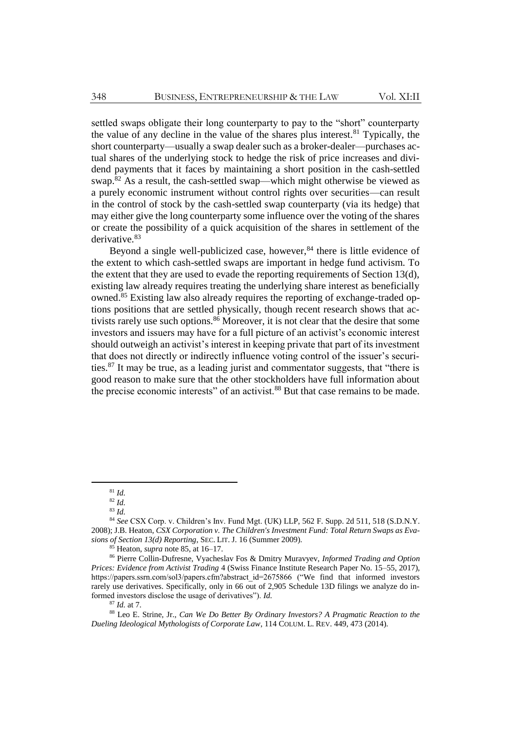settled swaps obligate their long counterparty to pay to the "short" counterparty the value of any decline in the value of the shares plus interest.[81] Typically, the short counterparty—usually a swap dealer such as a broker-dealer—purchases actual shares of the underlying stock to hedge the risk of price increases and dividend payments that it faces by maintaining a short position in the cash-settled swap.[82] As a result, the cash-settled swap—which might otherwise be viewed as a purely economic instrument without control rights over securities—can result in the control of stock by the cash-settled swap counterparty (via its hedge) that may either give the long counterparty some influence over the voting of the shares or create the possibility of a quick acquisition of the shares in settlement of the derivative.[83]

Beyond a single well-publicized case, however,[84] there is little evidence of the extent to which cash-settled swaps are important in hedge fund activism. To the extent that they are used to evade the reporting requirements of Section 13(d), existing law already requires treating the underlying share interest as beneficially owned.[85] Existing law also already requires the reporting of exchange-traded options positions that are settled physically, though recent research shows that activists rarely use such options.[86] Moreover, it is not clear that the desire that some investors and issuers may have for a full picture of an activist's economic interest should outweigh an activist's interest in keeping private that part of its investment that does not directly or indirectly influence voting control of the issuer's securities.[87] It may be true, as a leading jurist and commentator suggests, that "there is good reason to make sure that the other stockholders have full information about the precise economic interests" of an activist.[88] But that case remains to be made.

---

[81] *Id.*

[82] *Id.*

[83] *Id.*

[84] *See* CSX Corp. v. Children's Inv. Fund Mgt. (UK) LLP, 562 F. Supp. 2d 511, 518 (S.D.N.Y. 2008); J.B. Heaton, *CSX Corporation v. The Children's Investment Fund: Total Return Swaps as Evasions of Section 13(d) Reporting*, SEC. LIT. J. 16 (Summer 2009).

[85] Heaton, *supra* note 85, at 16–17.

[86] Pierre Collin-Dufresne, Vyacheslav Fos & Dmitry Muravyev, *Informed Trading and Option Prices: Evidence from Activist Trading* 4 (Swiss Finance Institute Research Paper No. 15–55, 2017), https://papers.ssrn.com/sol3/papers.cfm?abstract_id=2675866 ("We find that informed investors rarely use derivatives. Specifically, only in 66 out of 2,905 Schedule 13D filings we analyze do informed investors disclose the usage of derivatives"). *Id.*

[87] *Id.* at 7.

[88] Leo E. Strine, Jr., *Can We Do Better By Ordinary Investors? A Pragmatic Reaction to the Dueling Ideological Mythologists of Corporate Law*, 114 COLUM. L. REV. 449, 473 (2014).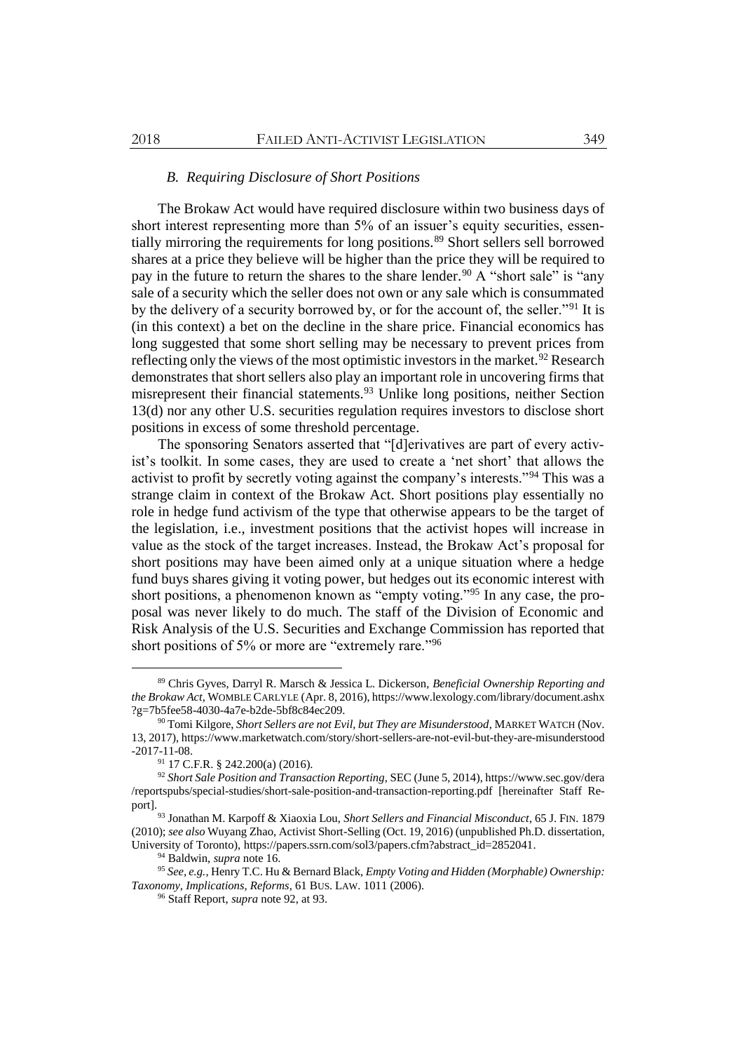### *B. Requiring Disclosure of Short Positions*

The Brokaw Act would have required disclosure within two business days of short interest representing more than 5% of an issuer's equity securities, essentially mirroring the requirements for long positions.[89] Short sellers sell borrowed shares at a price they believe will be higher than the price they will be required to pay in the future to return the shares to the share lender.[90] A "short sale" is "any sale of a security which the seller does not own or any sale which is consummated by the delivery of a security borrowed by, or for the account of, the seller."[91] It is (in this context) a bet on the decline in the share price. Financial economics has long suggested that some short selling may be necessary to prevent prices from reflecting only the views of the most optimistic investors in the market.[92] Research demonstrates that short sellers also play an important role in uncovering firms that misrepresent their financial statements.[93] Unlike long positions, neither Section 13(d) nor any other U.S. securities regulation requires investors to disclose short positions in excess of some threshold percentage.

The sponsoring Senators asserted that "[d]erivatives are part of every activist's toolkit. In some cases, they are used to create a 'net short' that allows the activist to profit by secretly voting against the company's interests."[94] This was a strange claim in context of the Brokaw Act. Short positions play essentially no role in hedge fund activism of the type that otherwise appears to be the target of the legislation, i.e., investment positions that the activist hopes will increase in value as the stock of the target increases. Instead, the Brokaw Act's proposal for short positions may have been aimed only at a unique situation where a hedge fund buys shares giving it voting power, but hedges out its economic interest with short positions, a phenomenon known as "empty voting."[95] In any case, the proposal was never likely to do much. The staff of the Division of Economic and Risk Analysis of the U.S. Securities and Exchange Commission has reported that short positions of 5% or more are "extremely rare."[96]

---

[89] Chris Gyves, Darryl R. Marsch & Jessica L. Dickerson, *Beneficial Ownership Reporting and the Brokaw Act*, WOMBLE CARLYLE (Apr. 8, 2016), https://www.lexology.com/library/document.ashx?g=7b5fee58-4030-4a7e-b2de-5bf8c84ec209.

[90] Tomi Kilgore, *Short Sellers are not Evil, but They are Misunderstood*, MARKET WATCH (Nov. 13, 2017), https://www.marketwatch.com/story/short-sellers-are-not-evil-but-they-are-misunderstood-2017-11-08.

[91] 17 C.F.R. § 242.200(a) (2016).

[92] *Short Sale Position and Transaction Reporting*, SEC (June 5, 2014), https://www.sec.gov/dera/reportspubs/special-studies/short-sale-position-and-transaction-reporting.pdf [hereinafter Staff Report].

[93] Jonathan M. Karpoff & Xiaoxia Lou, *Short Sellers and Financial Misconduct*, 65 J. FIN. 1879 (2010); *see also* Wuyang Zhao, Activist Short-Selling (Oct. 19, 2016) (unpublished Ph.D. dissertation, University of Toronto), https://papers.ssrn.com/sol3/papers.cfm?abstract_id=2852041.

[94] Baldwin, *supra* note 16.

[95] *See, e.g.*, Henry T.C. Hu & Bernard Black, *Empty Voting and Hidden (Morphable) Ownership: Taxonomy, Implications, Reforms*, 61 BUS. LAW. 1011 (2006).

[96] Staff Report, *supra* note 92, at 93.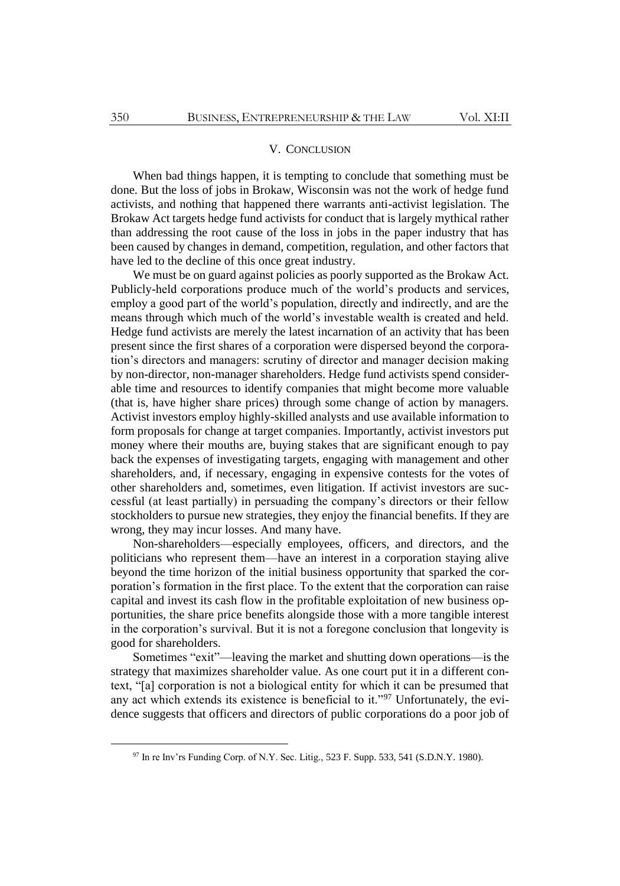## V. CONCLUSION

When bad things happen, it is tempting to conclude that something must be done. But the loss of jobs in Brokaw, Wisconsin was not the work of hedge fund activists, and nothing that happened there warrants anti-activist legislation. The Brokaw Act targets hedge fund activists for conduct that is largely mythical rather than addressing the root cause of the loss in jobs in the paper industry that has been caused by changes in demand, competition, regulation, and other factors that have led to the decline of this once great industry.

We must be on guard against policies as poorly supported as the Brokaw Act. Publicly-held corporations produce much of the world's products and services, employ a good part of the world's population, directly and indirectly, and are the means through which much of the world's investable wealth is created and held. Hedge fund activists are merely the latest incarnation of an activity that has been present since the first shares of a corporation were dispersed beyond the corporation's directors and managers: scrutiny of director and manager decision making by non-director, non-manager shareholders. Hedge fund activists spend considerable time and resources to identify companies that might become more valuable (that is, have higher share prices) through some change of action by managers. Activist investors employ highly-skilled analysts and use available information to form proposals for change at target companies. Importantly, activist investors put money where their mouths are, buying stakes that are significant enough to pay back the expenses of investigating targets, engaging with management and other shareholders, and, if necessary, engaging in expensive contests for the votes of other shareholders and, sometimes, even litigation. If activist investors are successful (at least partially) in persuading the company's directors or their fellow stockholders to pursue new strategies, they enjoy the financial benefits. If they are wrong, they may incur losses. And many have.

Non-shareholders—especially employees, officers, and directors, and the politicians who represent them—have an interest in a corporation staying alive beyond the time horizon of the initial business opportunity that sparked the corporation's formation in the first place. To the extent that the corporation can raise capital and invest its cash flow in the profitable exploitation of new business opportunities, the share price benefits alongside those with a more tangible interest in the corporation's survival. But it is not a foregone conclusion that longevity is good for shareholders.

Sometimes "exit"—leaving the market and shutting down operations—is the strategy that maximizes shareholder value. As one court put it in a different context, "[a] corporation is not a biological entity for which it can be presumed that any act which extends its existence is beneficial to it."[97] Unfortunately, the evidence suggests that officers and directors of public corporations do a poor job of

---

[97] In re Inv'rs Funding Corp. of N.Y. Sec. Litig., 523 F. Supp. 533, 541 (S.D.N.Y. 1980).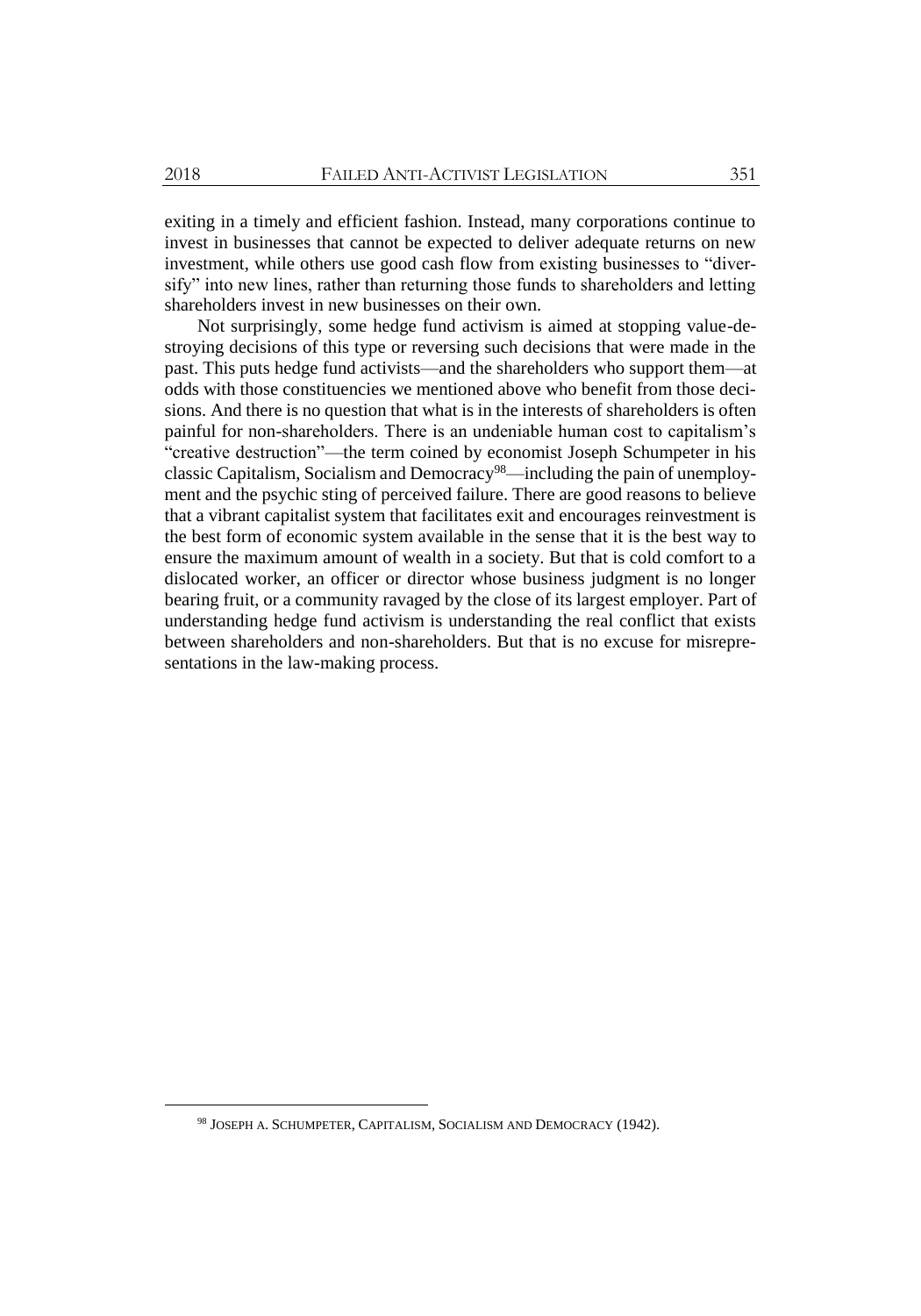exiting in a timely and efficient fashion. Instead, many corporations continue to invest in businesses that cannot be expected to deliver adequate returns on new investment, while others use good cash flow from existing businesses to "diversify" into new lines, rather than returning those funds to shareholders and letting shareholders invest in new businesses on their own.

Not surprisingly, some hedge fund activism is aimed at stopping value-destroying decisions of this type or reversing such decisions that were made in the past. This puts hedge fund activists—and the shareholders who support them—at odds with those constituencies we mentioned above who benefit from those decisions. And there is no question that what is in the interests of shareholders is often painful for non-shareholders. There is an undeniable human cost to capitalism's "creative destruction"—the term coined by economist Joseph Schumpeter in his classic Capitalism, Socialism and Democracy[98]—including the pain of unemployment and the psychic sting of perceived failure. There are good reasons to believe that a vibrant capitalist system that facilitates exit and encourages reinvestment is the best form of economic system available in the sense that it is the best way to ensure the maximum amount of wealth in a society. But that is cold comfort to a dislocated worker, an officer or director whose business judgment is no longer bearing fruit, or a community ravaged by the close of its largest employer. Part of understanding hedge fund activism is understanding the real conflict that exists between shareholders and non-shareholders. But that is no excuse for misrepresentations in the law-making process.

[98] JOSEPH A. SCHUMPETER, CAPITALISM, SOCIALISM AND DEMOCRACY (1942).